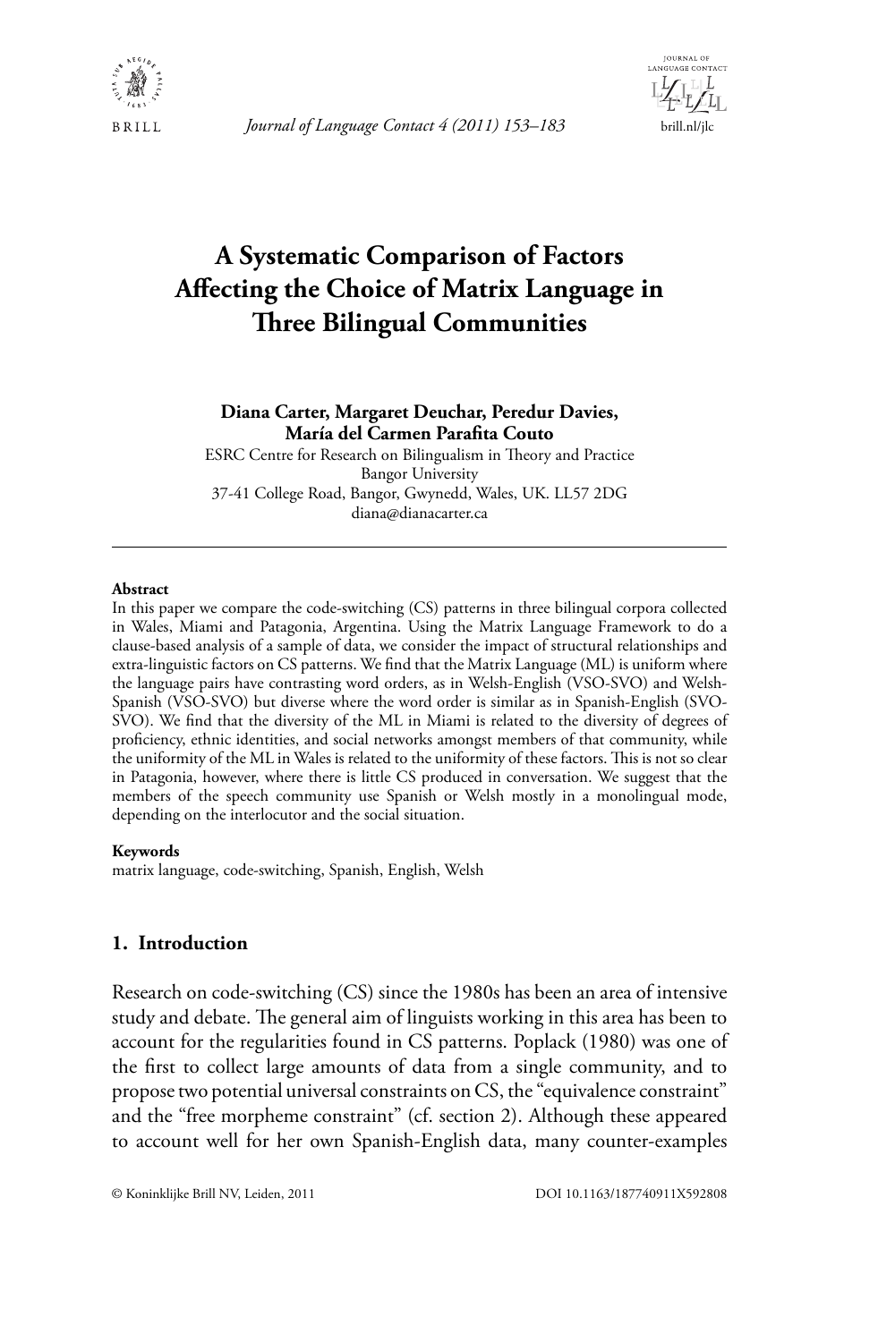# A Systematic Comparison of Factors Affecting the Choice of Matrix Language in Three Bilingual Communities

**Diana Carter, Margaret Deuchar, Peredur Davies, María del Carmen Parafita Couto**

ESRC Centre for Research on Bilingualism in Theory and Practice
Bangor University
37-41 College Road, Bangor, Gwynedd, Wales, UK. LL57 2DG
diana@dianacarter.ca

---

**Abstract**

In this paper we compare the code-switching (CS) patterns in three bilingual corpora collected in Wales, Miami and Patagonia, Argentina. Using the Matrix Language Framework to do a clause-based analysis of a sample of data, we consider the impact of structural relationships and extra-linguistic factors on CS patterns. We find that the Matrix Language (ML) is uniform where the language pairs have contrasting word orders, as in Welsh-English (VSO-SVO) and Welsh-Spanish (VSO-SVO) but diverse where the word order is similar as in Spanish-English (SVO-SVO). We find that the diversity of the ML in Miami is related to the diversity of degrees of proficiency, ethnic identities, and social networks amongst members of that community, while the uniformity of the ML in Wales is related to the uniformity of these factors. This is not so clear in Patagonia, however, where there is little CS produced in conversation. We suggest that the members of the speech community use Spanish or Welsh mostly in a monolingual mode, depending on the interlocutor and the social situation.

**Keywords**

matrix language, code-switching, Spanish, English, Welsh

## 1. Introduction

Research on code-switching (CS) since the 1980s has been an area of intensive study and debate. The general aim of linguists working in this area has been to account for the regularities found in CS patterns. Poplack (1980) was one of the first to collect large amounts of data from a single community, and to propose two potential universal constraints on CS, the "equivalence constraint" and the "free morpheme constraint" (cf. section 2). Although these appeared to account well for her own Spanish-English data, many counter-examples

© Koninklijke Brill NV, Leiden, 2011 DOI 10.1163/187740911X592808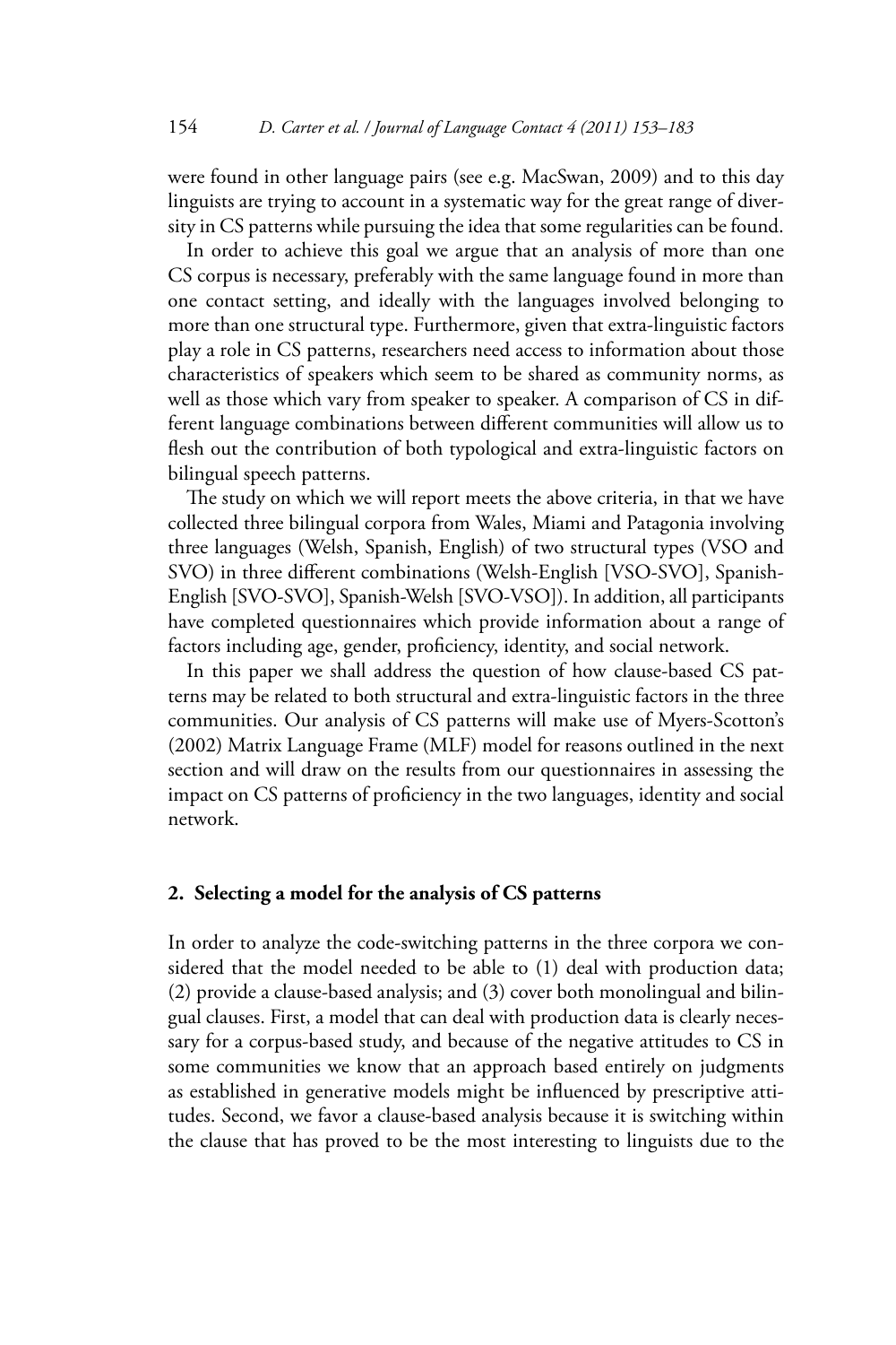were found in other language pairs (see e.g. MacSwan, 2009) and to this day linguists are trying to account in a systematic way for the great range of diversity in CS patterns while pursuing the idea that some regularities can be found.

In order to achieve this goal we argue that an analysis of more than one CS corpus is necessary, preferably with the same language found in more than one contact setting, and ideally with the languages involved belonging to more than one structural type. Furthermore, given that extra-linguistic factors play a role in CS patterns, researchers need access to information about those characteristics of speakers which seem to be shared as community norms, as well as those which vary from speaker to speaker. A comparison of CS in different language combinations between different communities will allow us to flesh out the contribution of both typological and extra-linguistic factors on bilingual speech patterns.

The study on which we will report meets the above criteria, in that we have collected three bilingual corpora from Wales, Miami and Patagonia involving three languages (Welsh, Spanish, English) of two structural types (VSO and SVO) in three different combinations (Welsh-English [VSO-SVO], Spanish-English [SVO-SVO], Spanish-Welsh [SVO-VSO]). In addition, all participants have completed questionnaires which provide information about a range of factors including age, gender, proficiency, identity, and social network.

In this paper we shall address the question of how clause-based CS patterns may be related to both structural and extra-linguistic factors in the three communities. Our analysis of CS patterns will make use of Myers-Scotton's (2002) Matrix Language Frame (MLF) model for reasons outlined in the next section and will draw on the results from our questionnaires in assessing the impact on CS patterns of proficiency in the two languages, identity and social network.

## 2. Selecting a model for the analysis of CS patterns

In order to analyze the code-switching patterns in the three corpora we considered that the model needed to be able to (1) deal with production data; (2) provide a clause-based analysis; and (3) cover both monolingual and bilingual clauses. First, a model that can deal with production data is clearly necessary for a corpus-based study, and because of the negative attitudes to CS in some communities we know that an approach based entirely on judgments as established in generative models might be influenced by prescriptive attitudes. Second, we favor a clause-based analysis because it is switching within the clause that has proved to be the most interesting to linguists due to the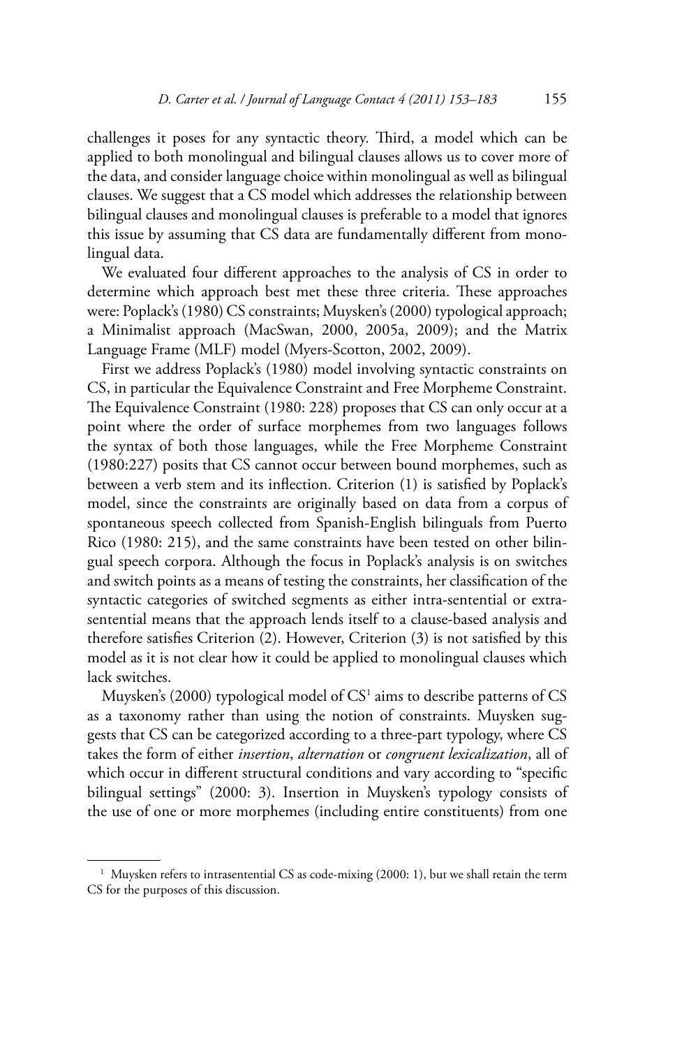challenges it poses for any syntactic theory. Third, a model which can be applied to both monolingual and bilingual clauses allows us to cover more of the data, and consider language choice within monolingual as well as bilingual clauses. We suggest that a CS model which addresses the relationship between bilingual clauses and monolingual clauses is preferable to a model that ignores this issue by assuming that CS data are fundamentally different from monolingual data.

We evaluated four different approaches to the analysis of CS in order to determine which approach best met these three criteria. These approaches were: Poplack's (1980) CS constraints; Muysken's (2000) typological approach; a Minimalist approach (MacSwan, 2000, 2005a, 2009); and the Matrix Language Frame (MLF) model (Myers-Scotton, 2002, 2009).

First we address Poplack's (1980) model involving syntactic constraints on CS, in particular the Equivalence Constraint and Free Morpheme Constraint. The Equivalence Constraint (1980: 228) proposes that CS can only occur at a point where the order of surface morphemes from two languages follows the syntax of both those languages, while the Free Morpheme Constraint (1980:227) posits that CS cannot occur between bound morphemes, such as between a verb stem and its inflection. Criterion (1) is satisfied by Poplack's model, since the constraints are originally based on data from a corpus of spontaneous speech collected from Spanish-English bilinguals from Puerto Rico (1980: 215), and the same constraints have been tested on other bilingual speech corpora. Although the focus in Poplack's analysis is on switches and switch points as a means of testing the constraints, her classification of the syntactic categories of switched segments as either intra-sentential or extra-sentential means that the approach lends itself to a clause-based analysis and therefore satisfies Criterion (2). However, Criterion (3) is not satisfied by this model as it is not clear how it could be applied to monolingual clauses which lack switches.

Muysken's (2000) typological model of CS[1] aims to describe patterns of CS as a taxonomy rather than using the notion of constraints. Muysken suggests that CS can be categorized according to a three-part typology, where CS takes the form of either *insertion*, *alternation* or *congruent lexicalization*, all of which occur in different structural conditions and vary according to "specific bilingual settings" (2000: 3). Insertion in Muysken's typology consists of the use of one or more morphemes (including entire constituents) from one

[1] Muysken refers to intrasentential CS as code-mixing (2000: 1), but we shall retain the term CS for the purposes of this discussion.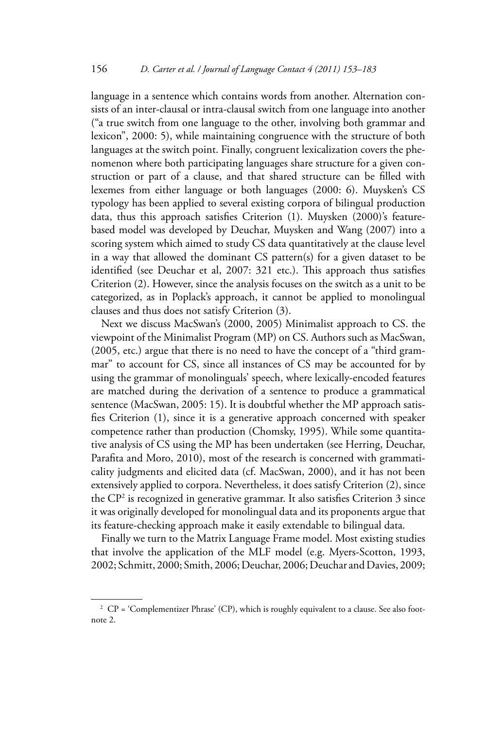language in a sentence which contains words from another. Alternation consists of an inter-clausal or intra-clausal switch from one language into another ("a true switch from one language to the other, involving both grammar and lexicon", 2000: 5), while maintaining congruence with the structure of both languages at the switch point. Finally, congruent lexicalization covers the phenomenon where both participating languages share structure for a given construction or part of a clause, and that shared structure can be filled with lexemes from either language or both languages (2000: 6). Muysken's CS typology has been applied to several existing corpora of bilingual production data, thus this approach satisfies Criterion (1). Muysken (2000)'s feature-based model was developed by Deuchar, Muysken and Wang (2007) into a scoring system which aimed to study CS data quantitatively at the clause level in a way that allowed the dominant CS pattern(s) for a given dataset to be identified (see Deuchar et al, 2007: 321 etc.). This approach thus satisfies Criterion (2). However, since the analysis focuses on the switch as a unit to be categorized, as in Poplack's approach, it cannot be applied to monolingual clauses and thus does not satisfy Criterion (3).

Next we discuss MacSwan's (2000, 2005) Minimalist approach to CS. the viewpoint of the Minimalist Program (MP) on CS. Authors such as MacSwan, (2005, etc.) argue that there is no need to have the concept of a "third grammar" to account for CS, since all instances of CS may be accounted for by using the grammar of monolinguals' speech, where lexically-encoded features are matched during the derivation of a sentence to produce a grammatical sentence (MacSwan, 2005: 15). It is doubtful whether the MP approach satisfies Criterion (1), since it is a generative approach concerned with speaker competence rather than production (Chomsky, 1995). While some quantitative analysis of CS using the MP has been undertaken (see Herring, Deuchar, Parafita and Moro, 2010), most of the research is concerned with grammaticality judgments and elicited data (cf. MacSwan, 2000), and it has not been extensively applied to corpora. Nevertheless, it does satisfy Criterion (2), since the CP[2] is recognized in generative grammar. It also satisfies Criterion 3 since it was originally developed for monolingual data and its proponents argue that its feature-checking approach make it easily extendable to bilingual data.

Finally we turn to the Matrix Language Frame model. Most existing studies that involve the application of the MLF model (e.g. Myers-Scotton, 1993, 2002; Schmitt, 2000; Smith, 2006; Deuchar, 2006; Deuchar and Davies, 2009;

[2] CP = 'Complementizer Phrase' (CP), which is roughly equivalent to a clause. See also footnote 2.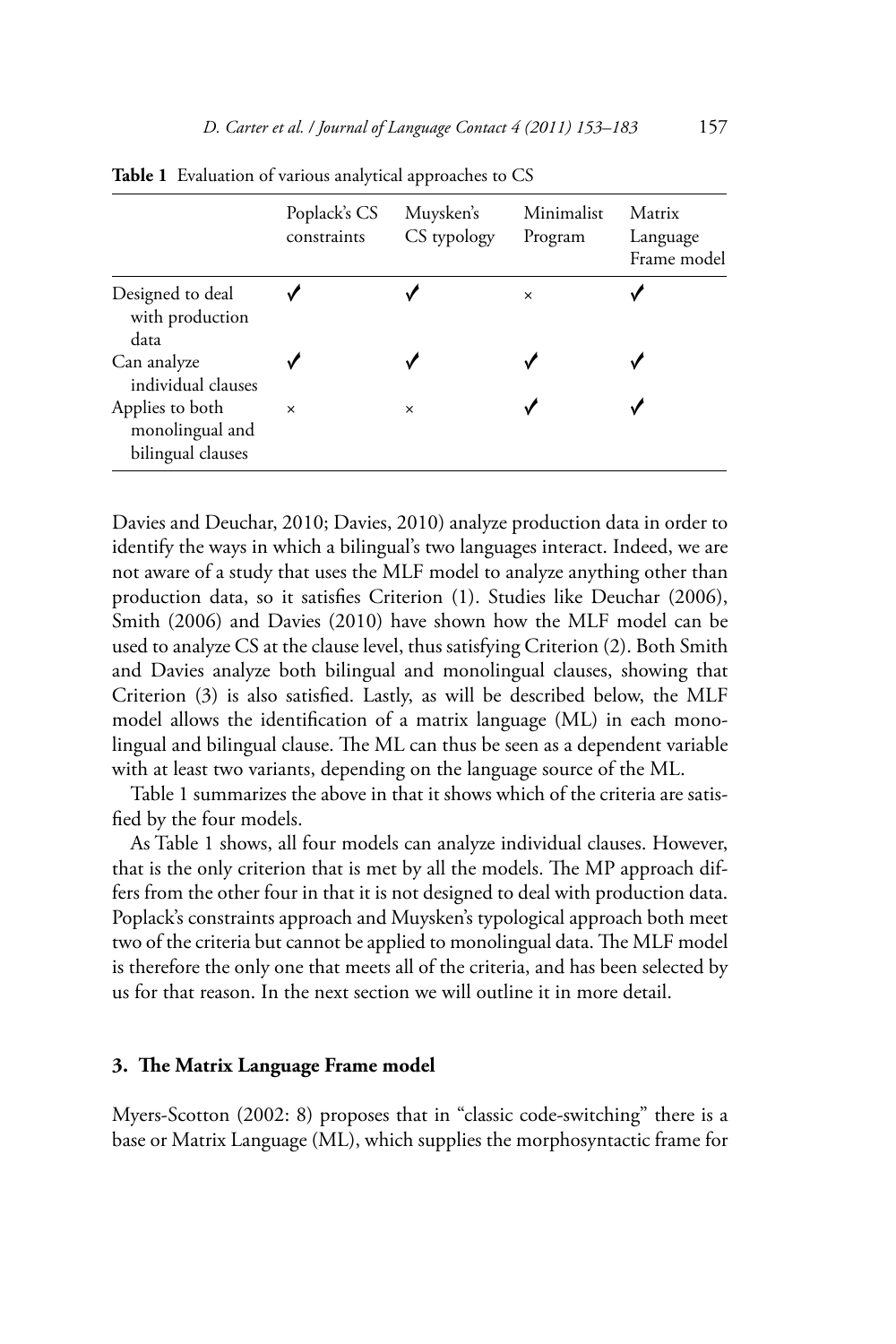**Table 1** Evaluation of various analytical approaches to CS

| | Poplack's CS constraints | Muysken's CS typology | Minimalist Program | Matrix Language Frame model |
|---|---|---|---|---|
| Designed to deal with production data | ✓ | ✓ | × | ✓ |
| Can analyze individual clauses | ✓ | ✓ | ✓ | ✓ |
| Applies to both monolingual and bilingual clauses | × | × | ✓ | ✓ |

Davies and Deuchar, 2010; Davies, 2010) analyze production data in order to identify the ways in which a bilingual's two languages interact. Indeed, we are not aware of a study that uses the MLF model to analyze anything other than production data, so it satisfies Criterion (1). Studies like Deuchar (2006), Smith (2006) and Davies (2010) have shown how the MLF model can be used to analyze CS at the clause level, thus satisfying Criterion (2). Both Smith and Davies analyze both bilingual and monolingual clauses, showing that Criterion (3) is also satisfied. Lastly, as will be described below, the MLF model allows the identification of a matrix language (ML) in each monolingual and bilingual clause. The ML can thus be seen as a dependent variable with at least two variants, depending on the language source of the ML.

Table 1 summarizes the above in that it shows which of the criteria are satisfied by the four models.

As Table 1 shows, all four models can analyze individual clauses. However, that is the only criterion that is met by all the models. The MP approach differs from the other four in that it is not designed to deal with production data. Poplack's constraints approach and Muysken's typological approach both meet two of the criteria but cannot be applied to monolingual data. The MLF model is therefore the only one that meets all of the criteria, and has been selected by us for that reason. In the next section we will outline it in more detail.

### 3. The Matrix Language Frame model

Myers-Scotton (2002: 8) proposes that in "classic code-switching" there is a base or Matrix Language (ML), which supplies the morphosyntactic frame for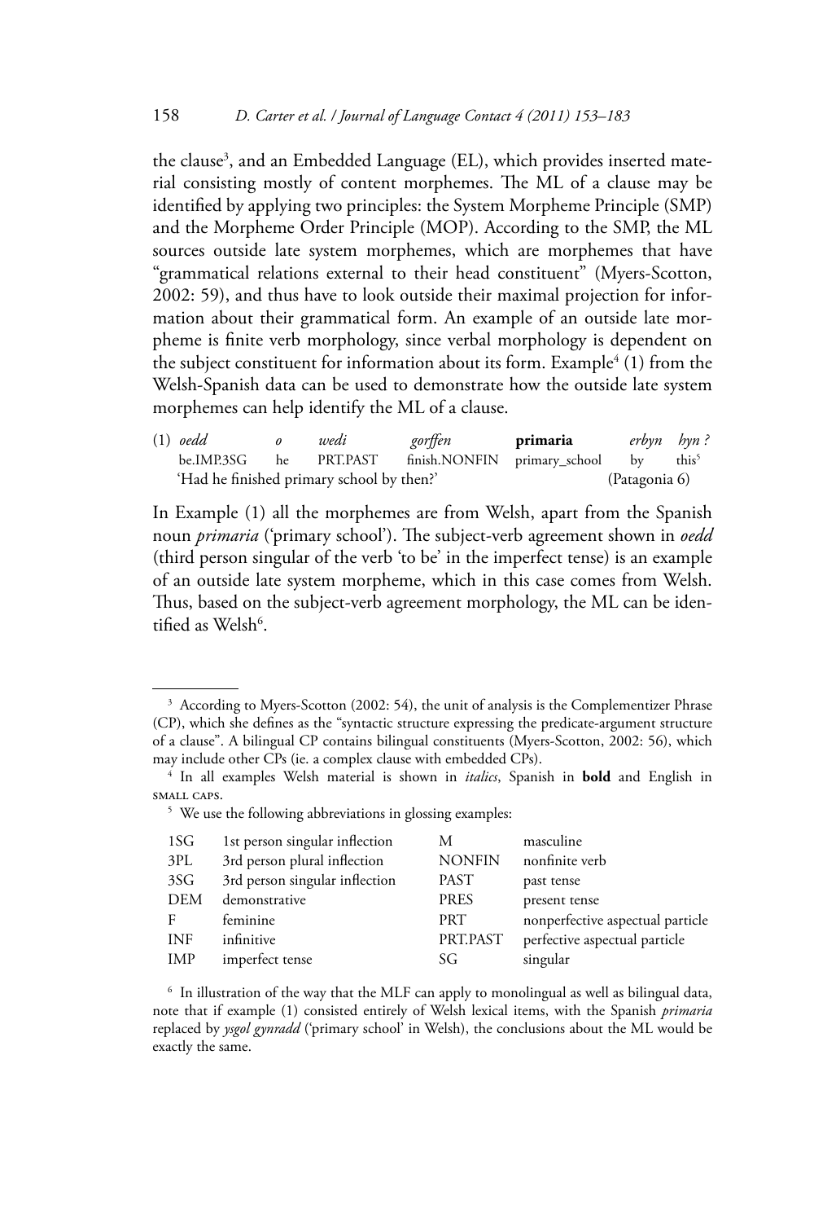the clause[3], and an Embedded Language (EL), which provides inserted material consisting mostly of content morphemes. The ML of a clause may be identified by applying two principles: the System Morpheme Principle (SMP) and the Morpheme Order Principle (MOP). According to the SMP, the ML sources outside late system morphemes, which are morphemes that have "grammatical relations external to their head constituent" (Myers-Scotton, 2002: 59), and thus have to look outside their maximal projection for information about their grammatical form. An example of an outside late morpheme is finite verb morphology, since verbal morphology is dependent on the subject constituent for information about its form. Example[4] (1) from the Welsh-Spanish data can be used to demonstrate how the outside late system morphemes can help identify the ML of a clause.

(1) *oedd* *o* *wedi* *gorffen* **primaria** *erbyn* *hyn ?*
be.IMP.3SG he PRT.PAST finish.NONFIN primary_school by this[5]
'Had he finished primary school by then?' (Patagonia 6)

In Example (1) all the morphemes are from Welsh, apart from the Spanish noun *primaria* ('primary school'). The subject-verb agreement shown in *oedd* (third person singular of the verb 'to be' in the imperfect tense) is an example of an outside late system morpheme, which in this case comes from Welsh. Thus, based on the subject-verb agreement morphology, the ML can be identified as Welsh[6].

---

[3] According to Myers-Scotton (2002: 54), the unit of analysis is the Complementizer Phrase (CP), which she defines as the "syntactic structure expressing the predicate-argument structure of a clause". A bilingual CP contains bilingual constituents (Myers-Scotton, 2002: 56), which may include other CPs (ie. a complex clause with embedded CPs).

[4] In all examples Welsh material is shown in *italics*, Spanish in **bold** and English in SMALL CAPS.

[5] We use the following abbreviations in glossing examples:

| | | | |
|---|---|---|---|
| 1SG | 1st person singular inflection | M | masculine |
| 3PL | 3rd person plural inflection | NONFIN | nonfinite verb |
| 3SG | 3rd person singular inflection | PAST | past tense |
| DEM | demonstrative | PRES | present tense |
| F | feminine | PRT | nonperfective aspectual particle |
| INF | infinitive | PRT.PAST | perfective aspectual particle |
| IMP | imperfect tense | SG | singular |

[6] In illustration of the way that the MLF can apply to monolingual as well as bilingual data, note that if example (1) consisted entirely of Welsh lexical items, with the Spanish *primaria* replaced by *ysgol gynradd* ('primary school' in Welsh), the conclusions about the ML would be exactly the same.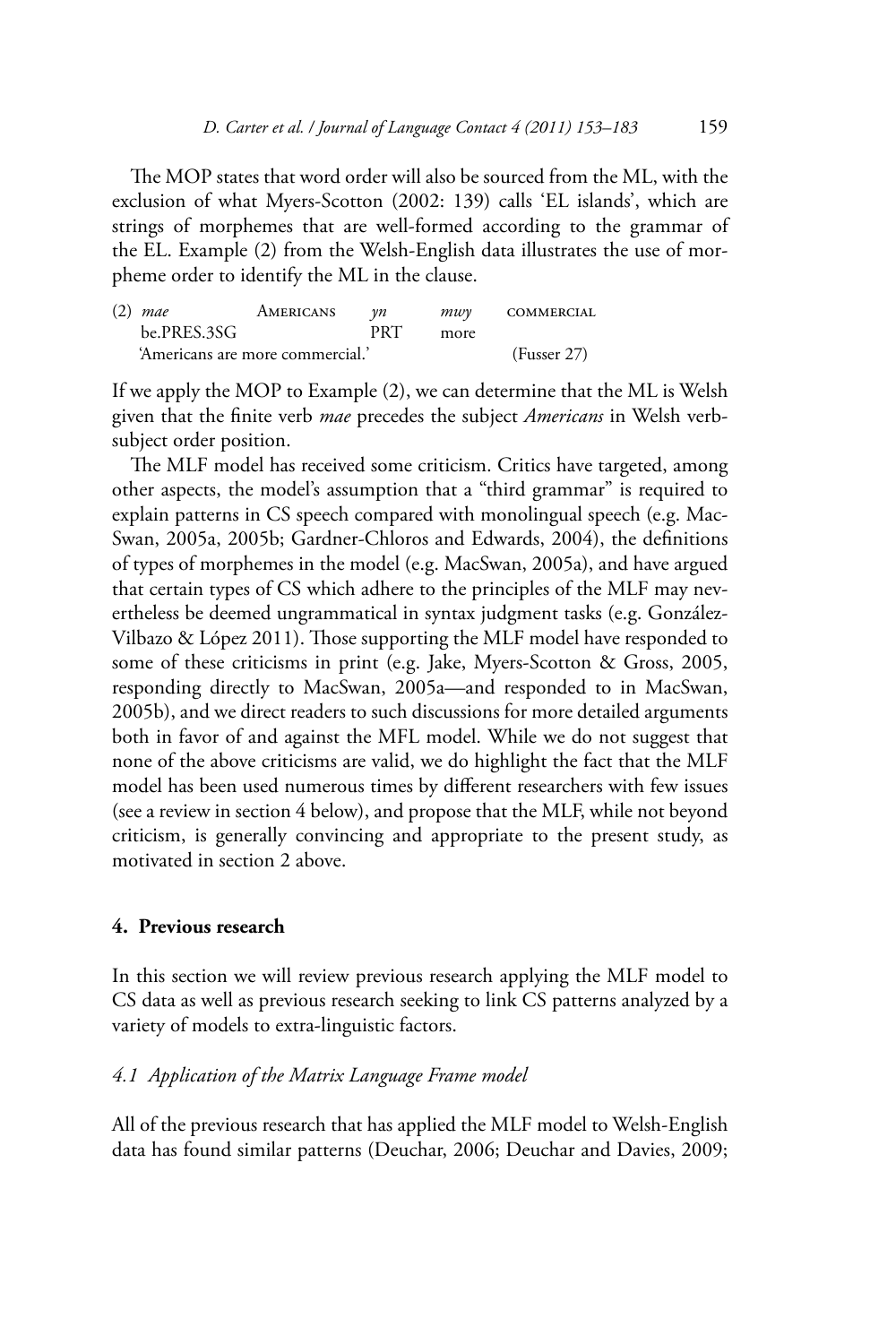The MOP states that word order will also be sourced from the ML, with the exclusion of what Myers-Scotton (2002: 139) calls 'EL islands', which are strings of morphemes that are well-formed according to the grammar of the EL. Example (2) from the Welsh-English data illustrates the use of morpheme order to identify the ML in the clause.

| (2) | *mae* | AMERICANS | *yn* | *mwy* | COMMERCIAL |
|---|---|---|---|---|---|
| | be.PRES.3SG | | PRT | more | |
| | 'Americans are more commercial.' | | | | (Fusser 27) |

If we apply the MOP to Example (2), we can determine that the ML is Welsh given that the finite verb *mae* precedes the subject *Americans* in Welsh verb-subject order position.

The MLF model has received some criticism. Critics have targeted, among other aspects, the model's assumption that a "third grammar" is required to explain patterns in CS speech compared with monolingual speech (e.g. MacSwan, 2005a, 2005b; Gardner-Chloros and Edwards, 2004), the definitions of types of morphemes in the model (e.g. MacSwan, 2005a), and have argued that certain types of CS which adhere to the principles of the MLF may nevertheless be deemed ungrammatical in syntax judgment tasks (e.g. González-Vilbazo & López 2011). Those supporting the MLF model have responded to some of these criticisms in print (e.g. Jake, Myers-Scotton & Gross, 2005, responding directly to MacSwan, 2005a—and responded to in MacSwan, 2005b), and we direct readers to such discussions for more detailed arguments both in favor of and against the MFL model. While we do not suggest that none of the above criticisms are valid, we do highlight the fact that the MLF model has been used numerous times by different researchers with few issues (see a review in section 4 below), and propose that the MLF, while not beyond criticism, is generally convincing and appropriate to the present study, as motivated in section 2 above.

## 4. Previous research

In this section we will review previous research applying the MLF model to CS data as well as previous research seeking to link CS patterns analyzed by a variety of models to extra-linguistic factors.

### *4.1 Application of the Matrix Language Frame model*

All of the previous research that has applied the MLF model to Welsh-English data has found similar patterns (Deuchar, 2006; Deuchar and Davies, 2009;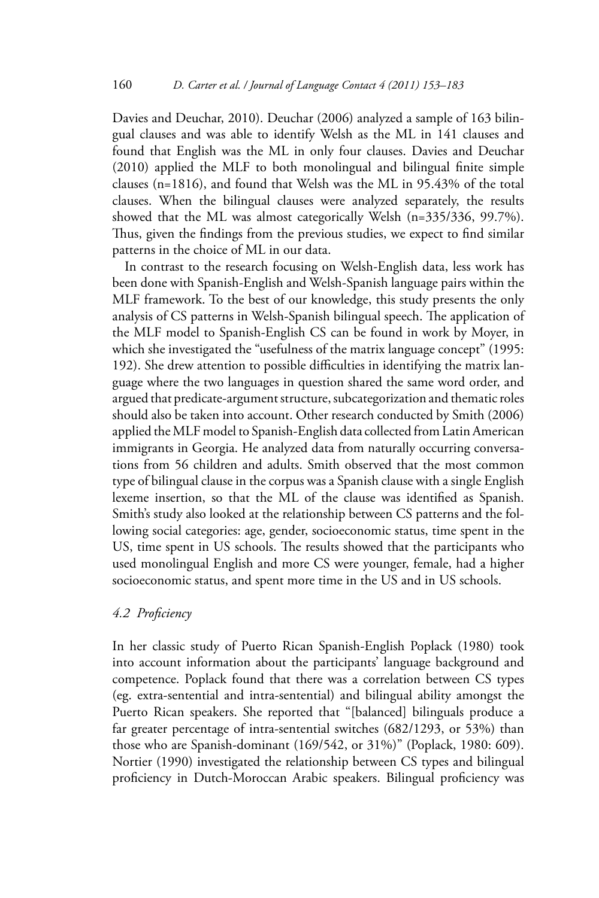Davies and Deuchar, 2010). Deuchar (2006) analyzed a sample of 163 bilingual clauses and was able to identify Welsh as the ML in 141 clauses and found that English was the ML in only four clauses. Davies and Deuchar (2010) applied the MLF to both monolingual and bilingual finite simple clauses (n=1816), and found that Welsh was the ML in 95.43% of the total clauses. When the bilingual clauses were analyzed separately, the results showed that the ML was almost categorically Welsh (n=335/336, 99.7%). Thus, given the findings from the previous studies, we expect to find similar patterns in the choice of ML in our data.

In contrast to the research focusing on Welsh-English data, less work has been done with Spanish-English and Welsh-Spanish language pairs within the MLF framework. To the best of our knowledge, this study presents the only analysis of CS patterns in Welsh-Spanish bilingual speech. The application of the MLF model to Spanish-English CS can be found in work by Moyer, in which she investigated the "usefulness of the matrix language concept" (1995: 192). She drew attention to possible difficulties in identifying the matrix language where the two languages in question shared the same word order, and argued that predicate-argument structure, subcategorization and thematic roles should also be taken into account. Other research conducted by Smith (2006) applied the MLF model to Spanish-English data collected from Latin American immigrants in Georgia. He analyzed data from naturally occurring conversations from 56 children and adults. Smith observed that the most common type of bilingual clause in the corpus was a Spanish clause with a single English lexeme insertion, so that the ML of the clause was identified as Spanish. Smith's study also looked at the relationship between CS patterns and the following social categories: age, gender, socioeconomic status, time spent in the US, time spent in US schools. The results showed that the participants who used monolingual English and more CS were younger, female, had a higher socioeconomic status, and spent more time in the US and in US schools.

### *4.2 Proficiency*

In her classic study of Puerto Rican Spanish-English Poplack (1980) took into account information about the participants' language background and competence. Poplack found that there was a correlation between CS types (eg. extra-sentential and intra-sentential) and bilingual ability amongst the Puerto Rican speakers. She reported that "[balanced] bilinguals produce a far greater percentage of intra-sentential switches (682/1293, or 53%) than those who are Spanish-dominant (169/542, or 31%)" (Poplack, 1980: 609). Nortier (1990) investigated the relationship between CS types and bilingual proficiency in Dutch-Moroccan Arabic speakers. Bilingual proficiency was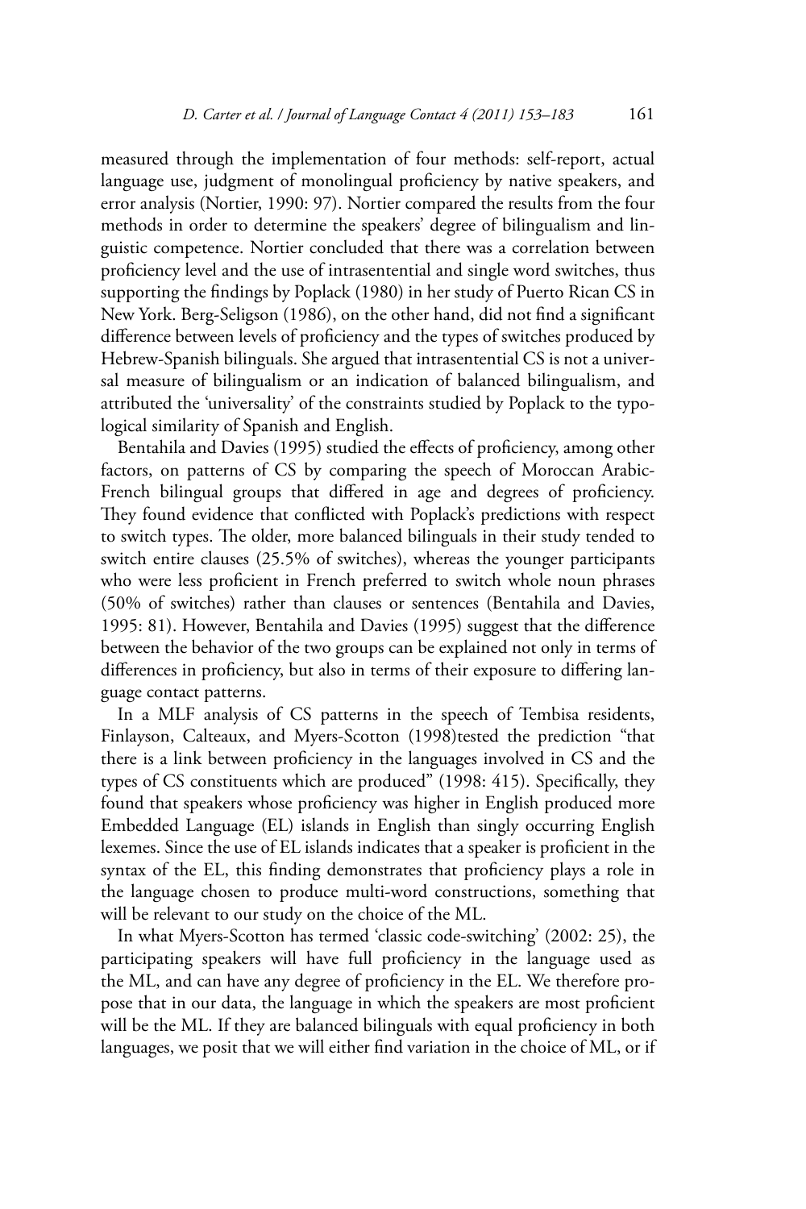measured through the implementation of four methods: self-report, actual language use, judgment of monolingual proficiency by native speakers, and error analysis (Nortier, 1990: 97). Nortier compared the results from the four methods in order to determine the speakers' degree of bilingualism and linguistic competence. Nortier concluded that there was a correlation between proficiency level and the use of intrasentential and single word switches, thus supporting the findings by Poplack (1980) in her study of Puerto Rican CS in New York. Berg-Seligson (1986), on the other hand, did not find a significant difference between levels of proficiency and the types of switches produced by Hebrew-Spanish bilinguals. She argued that intrasentential CS is not a universal measure of bilingualism or an indication of balanced bilingualism, and attributed the 'universality' of the constraints studied by Poplack to the typological similarity of Spanish and English.

Bentahila and Davies (1995) studied the effects of proficiency, among other factors, on patterns of CS by comparing the speech of Moroccan Arabic-French bilingual groups that differed in age and degrees of proficiency. They found evidence that conflicted with Poplack's predictions with respect to switch types. The older, more balanced bilinguals in their study tended to switch entire clauses (25.5% of switches), whereas the younger participants who were less proficient in French preferred to switch whole noun phrases (50% of switches) rather than clauses or sentences (Bentahila and Davies, 1995: 81). However, Bentahila and Davies (1995) suggest that the difference between the behavior of the two groups can be explained not only in terms of differences in proficiency, but also in terms of their exposure to differing language contact patterns.

In a MLF analysis of CS patterns in the speech of Tembisa residents, Finlayson, Calteaux, and Myers-Scotton (1998)tested the prediction "that there is a link between proficiency in the languages involved in CS and the types of CS constituents which are produced" (1998: 415). Specifically, they found that speakers whose proficiency was higher in English produced more Embedded Language (EL) islands in English than singly occurring English lexemes. Since the use of EL islands indicates that a speaker is proficient in the syntax of the EL, this finding demonstrates that proficiency plays a role in the language chosen to produce multi-word constructions, something that will be relevant to our study on the choice of the ML.

In what Myers-Scotton has termed 'classic code-switching' (2002: 25), the participating speakers will have full proficiency in the language used as the ML, and can have any degree of proficiency in the EL. We therefore propose that in our data, the language in which the speakers are most proficient will be the ML. If they are balanced bilinguals with equal proficiency in both languages, we posit that we will either find variation in the choice of ML, or if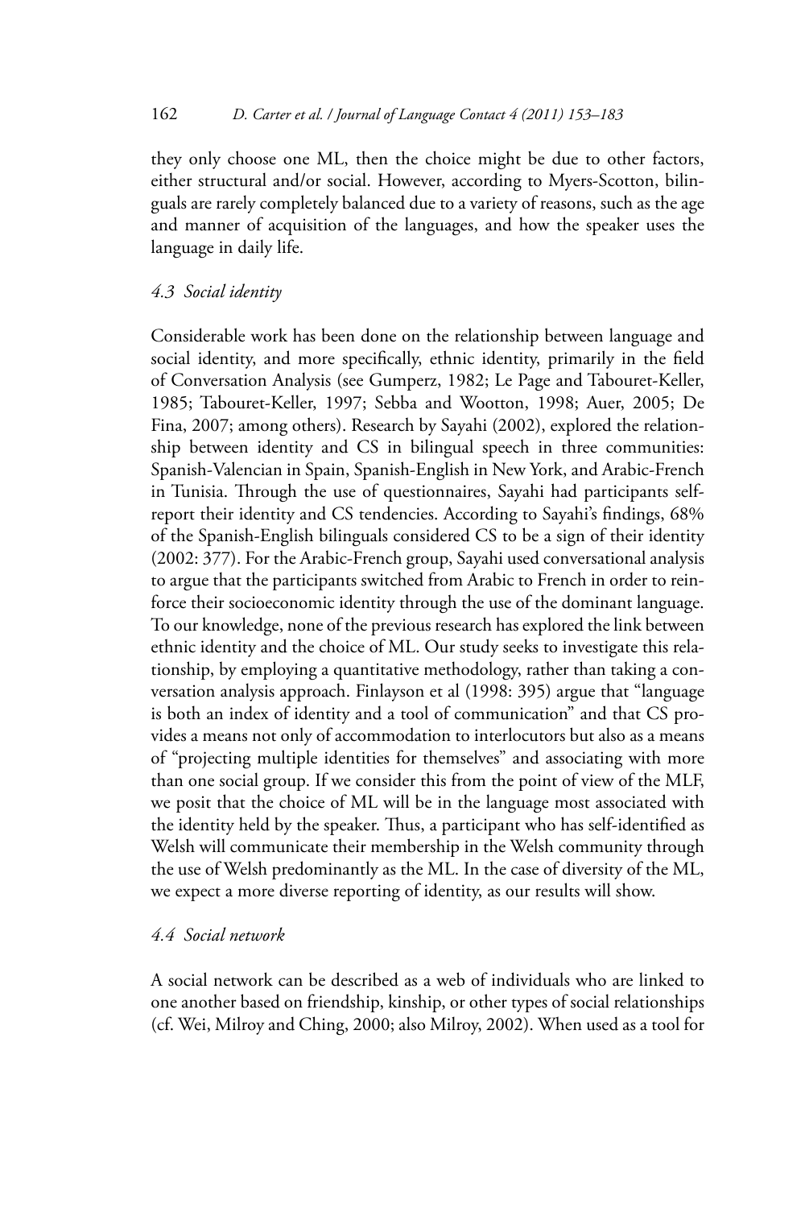they only choose one ML, then the choice might be due to other factors, either structural and/or social. However, according to Myers-Scotton, bilinguals are rarely completely balanced due to a variety of reasons, such as the age and manner of acquisition of the languages, and how the speaker uses the language in daily life.

### *4.3 Social identity*

Considerable work has been done on the relationship between language and social identity, and more specifically, ethnic identity, primarily in the field of Conversation Analysis (see Gumperz, 1982; Le Page and Tabouret-Keller, 1985; Tabouret-Keller, 1997; Sebba and Wootton, 1998; Auer, 2005; De Fina, 2007; among others). Research by Sayahi (2002), explored the relationship between identity and CS in bilingual speech in three communities: Spanish-Valencian in Spain, Spanish-English in New York, and Arabic-French in Tunisia. Through the use of questionnaires, Sayahi had participants self-report their identity and CS tendencies. According to Sayahi's findings, 68% of the Spanish-English bilinguals considered CS to be a sign of their identity (2002: 377). For the Arabic-French group, Sayahi used conversational analysis to argue that the participants switched from Arabic to French in order to reinforce their socioeconomic identity through the use of the dominant language. To our knowledge, none of the previous research has explored the link between ethnic identity and the choice of ML. Our study seeks to investigate this relationship, by employing a quantitative methodology, rather than taking a conversation analysis approach. Finlayson et al (1998: 395) argue that "language is both an index of identity and a tool of communication" and that CS provides a means not only of accommodation to interlocutors but also as a means of "projecting multiple identities for themselves" and associating with more than one social group. If we consider this from the point of view of the MLF, we posit that the choice of ML will be in the language most associated with the identity held by the speaker. Thus, a participant who has self-identified as Welsh will communicate their membership in the Welsh community through the use of Welsh predominantly as the ML. In the case of diversity of the ML, we expect a more diverse reporting of identity, as our results will show.

### *4.4 Social network*

A social network can be described as a web of individuals who are linked to one another based on friendship, kinship, or other types of social relationships (cf. Wei, Milroy and Ching, 2000; also Milroy, 2002). When used as a tool for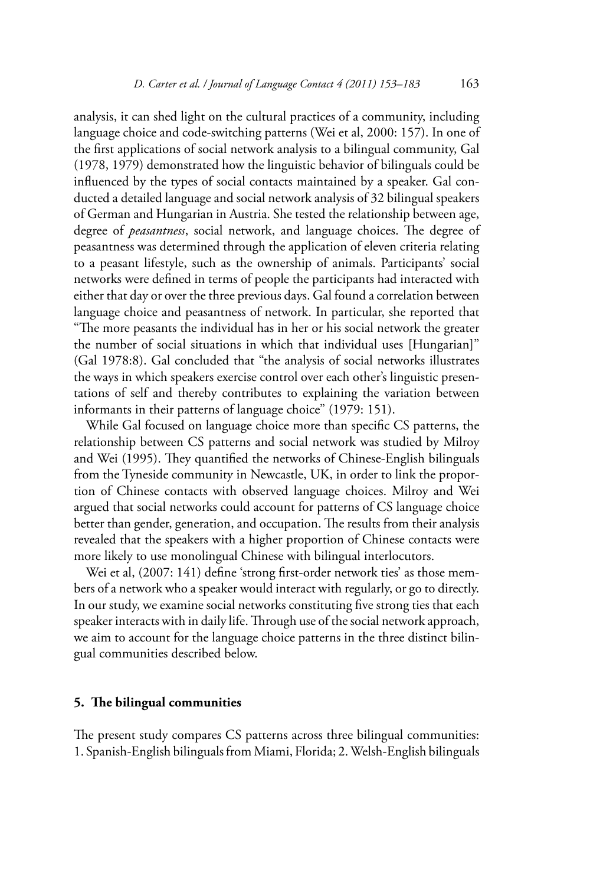analysis, it can shed light on the cultural practices of a community, including language choice and code-switching patterns (Wei et al, 2000: 157). In one of the first applications of social network analysis to a bilingual community, Gal (1978, 1979) demonstrated how the linguistic behavior of bilinguals could be influenced by the types of social contacts maintained by a speaker. Gal conducted a detailed language and social network analysis of 32 bilingual speakers of German and Hungarian in Austria. She tested the relationship between age, degree of *peasantness*, social network, and language choices. The degree of peasantness was determined through the application of eleven criteria relating to a peasant lifestyle, such as the ownership of animals. Participants' social networks were defined in terms of people the participants had interacted with either that day or over the three previous days. Gal found a correlation between language choice and peasantness of network. In particular, she reported that "The more peasants the individual has in her or his social network the greater the number of social situations in which that individual uses [Hungarian]" (Gal 1978:8). Gal concluded that "the analysis of social networks illustrates the ways in which speakers exercise control over each other's linguistic presentations of self and thereby contributes to explaining the variation between informants in their patterns of language choice" (1979: 151).

While Gal focused on language choice more than specific CS patterns, the relationship between CS patterns and social network was studied by Milroy and Wei (1995). They quantified the networks of Chinese-English bilinguals from the Tyneside community in Newcastle, UK, in order to link the proportion of Chinese contacts with observed language choices. Milroy and Wei argued that social networks could account for patterns of CS language choice better than gender, generation, and occupation. The results from their analysis revealed that the speakers with a higher proportion of Chinese contacts were more likely to use monolingual Chinese with bilingual interlocutors.

Wei et al, (2007: 141) define 'strong first-order network ties' as those members of a network who a speaker would interact with regularly, or go to directly. In our study, we examine social networks constituting five strong ties that each speaker interacts with in daily life. Through use of the social network approach, we aim to account for the language choice patterns in the three distinct bilingual communities described below.

## 5. The bilingual communities

The present study compares CS patterns across three bilingual communities: 1. Spanish-English bilinguals from Miami, Florida; 2. Welsh-English bilinguals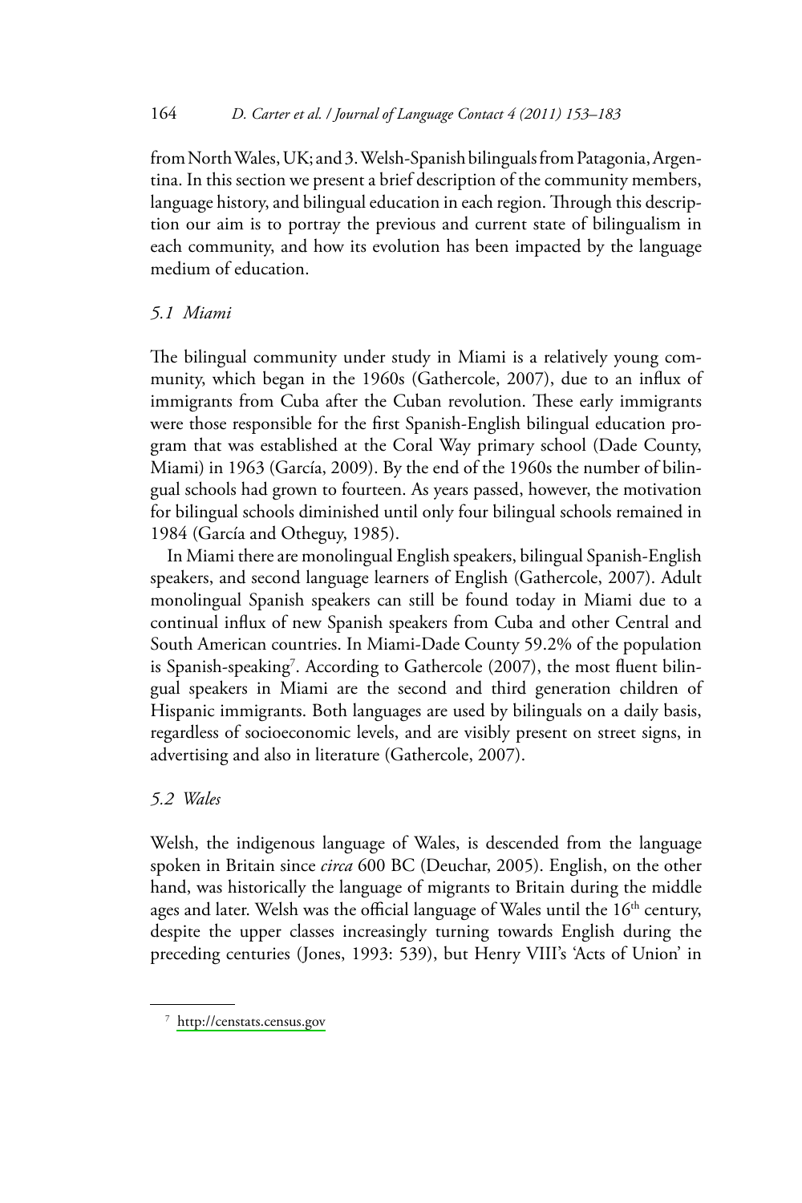from North Wales, UK; and 3. Welsh-Spanish bilinguals from Patagonia, Argentina. In this section we present a brief description of the community members, language history, and bilingual education in each region. Through this description our aim is to portray the previous and current state of bilingualism in each community, and how its evolution has been impacted by the language medium of education.

### *5.1 Miami*

The bilingual community under study in Miami is a relatively young community, which began in the 1960s (Gathercole, 2007), due to an influx of immigrants from Cuba after the Cuban revolution. These early immigrants were those responsible for the first Spanish-English bilingual education program that was established at the Coral Way primary school (Dade County, Miami) in 1963 (García, 2009). By the end of the 1960s the number of bilingual schools had grown to fourteen. As years passed, however, the motivation for bilingual schools diminished until only four bilingual schools remained in 1984 (García and Otheguy, 1985).

In Miami there are monolingual English speakers, bilingual Spanish-English speakers, and second language learners of English (Gathercole, 2007). Adult monolingual Spanish speakers can still be found today in Miami due to a continual influx of new Spanish speakers from Cuba and other Central and South American countries. In Miami-Dade County 59.2% of the population is Spanish-speaking[7]. According to Gathercole (2007), the most fluent bilingual speakers in Miami are the second and third generation children of Hispanic immigrants. Both languages are used by bilinguals on a daily basis, regardless of socioeconomic levels, and are visibly present on street signs, in advertising and also in literature (Gathercole, 2007).

### *5.2 Wales*

Welsh, the indigenous language of Wales, is descended from the language spoken in Britain since *circa* 600 BC (Deuchar, 2005). English, on the other hand, was historically the language of migrants to Britain during the middle ages and later. Welsh was the official language of Wales until the 16th century, despite the upper classes increasingly turning towards English during the preceding centuries (Jones, 1993: 539), but Henry VIII's 'Acts of Union' in

[7] http://censtats.census.gov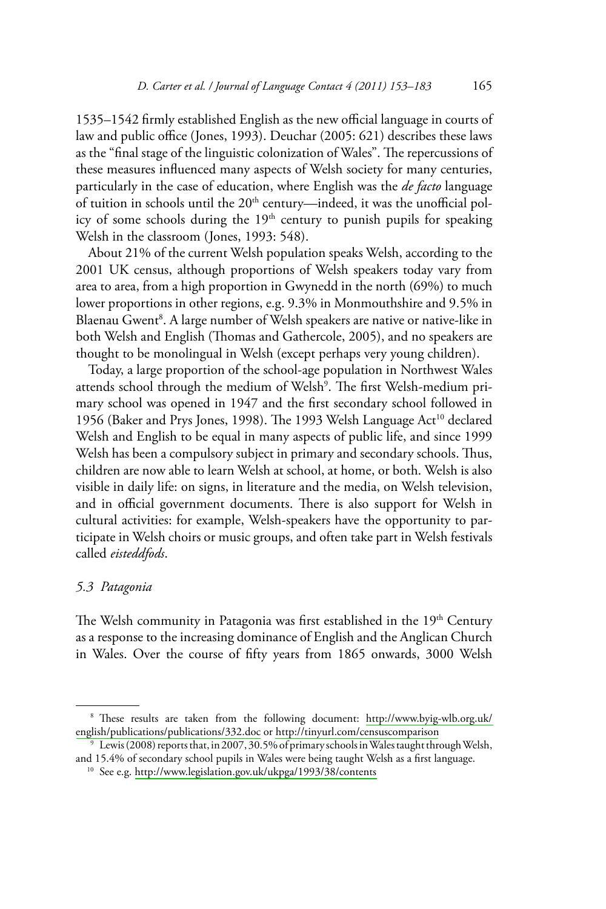1535–1542 firmly established English as the new official language in courts of law and public office (Jones, 1993). Deuchar (2005: 621) describes these laws as the "final stage of the linguistic colonization of Wales". The repercussions of these measures influenced many aspects of Welsh society for many centuries, particularly in the case of education, where English was the *de facto* language of tuition in schools until the 20th century—indeed, it was the unofficial policy of some schools during the 19th century to punish pupils for speaking Welsh in the classroom (Jones, 1993: 548).

About 21% of the current Welsh population speaks Welsh, according to the 2001 UK census, although proportions of Welsh speakers today vary from area to area, from a high proportion in Gwynedd in the north (69%) to much lower proportions in other regions, e.g. 9.3% in Monmouthshire and 9.5% in Blaenau Gwent[8]. A large number of Welsh speakers are native or native-like in both Welsh and English (Thomas and Gathercole, 2005), and no speakers are thought to be monolingual in Welsh (except perhaps very young children).

Today, a large proportion of the school-age population in Northwest Wales attends school through the medium of Welsh[9]. The first Welsh-medium primary school was opened in 1947 and the first secondary school followed in 1956 (Baker and Prys Jones, 1998). The 1993 Welsh Language Act[10] declared Welsh and English to be equal in many aspects of public life, and since 1999 Welsh has been a compulsory subject in primary and secondary schools. Thus, children are now able to learn Welsh at school, at home, or both. Welsh is also visible in daily life: on signs, in literature and the media, on Welsh television, and in official government documents. There is also support for Welsh in cultural activities: for example, Welsh-speakers have the opportunity to participate in Welsh choirs or music groups, and often take part in Welsh festivals called *eisteddfods*.

### *5.3 Patagonia*

The Welsh community in Patagonia was first established in the 19th Century as a response to the increasing dominance of English and the Anglican Church in Wales. Over the course of fifty years from 1865 onwards, 3000 Welsh

---

[8] These results are taken from the following document: http://www.byig-wlb.org.uk/english/publications/publications/332.doc or http://tinyurl.com/censuscomparison

[9] Lewis (2008) reports that, in 2007, 30.5% of primary schools in Wales taught through Welsh, and 15.4% of secondary school pupils in Wales were being taught Welsh as a first language.

[10] See e.g. http://www.legislation.gov.uk/ukpga/1993/38/contents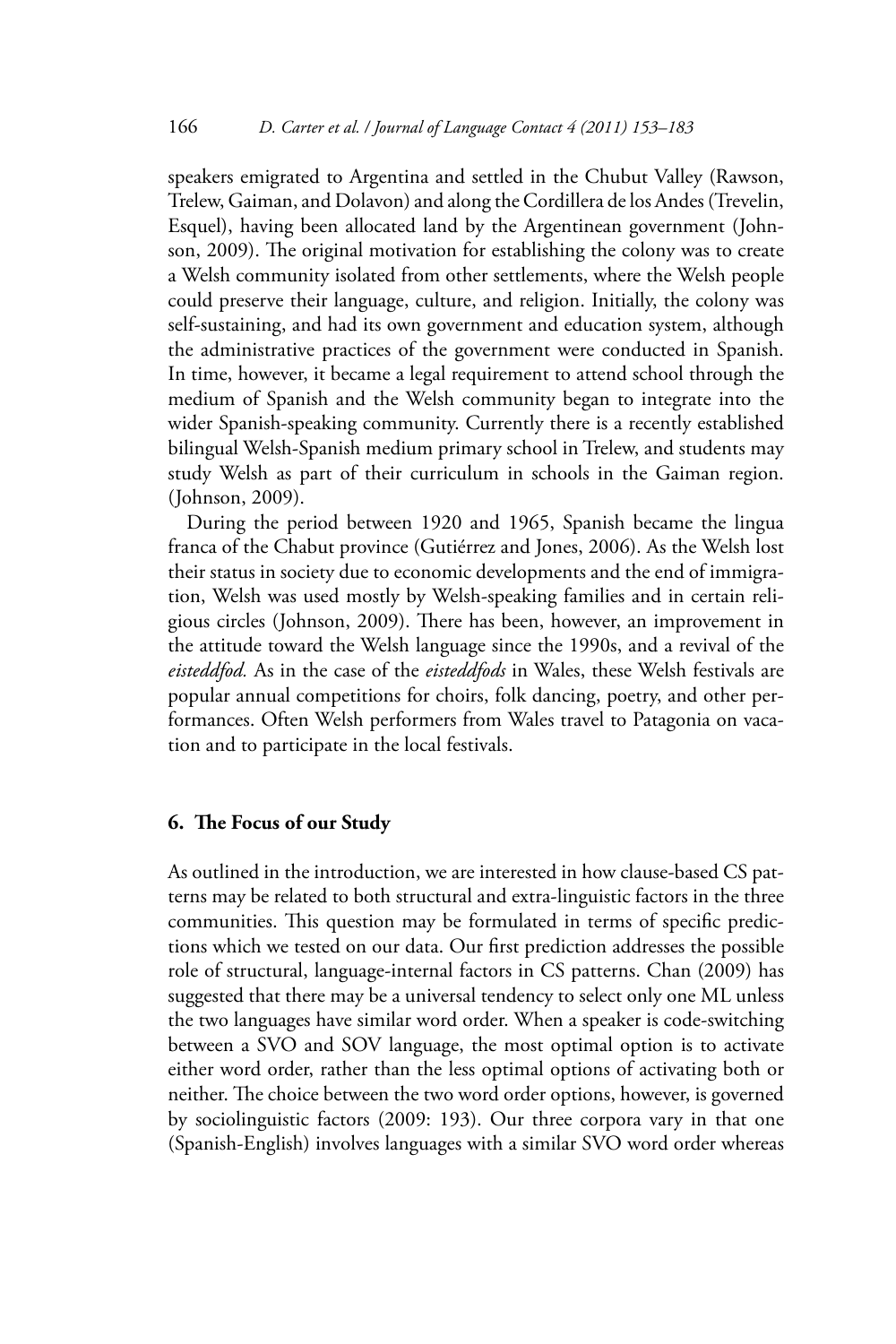speakers emigrated to Argentina and settled in the Chubut Valley (Rawson, Trelew, Gaiman, and Dolavon) and along the Cordillera de los Andes (Trevelin, Esquel), having been allocated land by the Argentinean government (Johnson, 2009). The original motivation for establishing the colony was to create a Welsh community isolated from other settlements, where the Welsh people could preserve their language, culture, and religion. Initially, the colony was self-sustaining, and had its own government and education system, although the administrative practices of the government were conducted in Spanish. In time, however, it became a legal requirement to attend school through the medium of Spanish and the Welsh community began to integrate into the wider Spanish-speaking community. Currently there is a recently established bilingual Welsh-Spanish medium primary school in Trelew, and students may study Welsh as part of their curriculum in schools in the Gaiman region. (Johnson, 2009).

During the period between 1920 and 1965, Spanish became the lingua franca of the Chabut province (Gutiérrez and Jones, 2006). As the Welsh lost their status in society due to economic developments and the end of immigration, Welsh was used mostly by Welsh-speaking families and in certain religious circles (Johnson, 2009). There has been, however, an improvement in the attitude toward the Welsh language since the 1990s, and a revival of the *eisteddfod*. As in the case of the *eisteddfods* in Wales, these Welsh festivals are popular annual competitions for choirs, folk dancing, poetry, and other performances. Often Welsh performers from Wales travel to Patagonia on vacation and to participate in the local festivals.

## 6. The Focus of our Study

As outlined in the introduction, we are interested in how clause-based CS patterns may be related to both structural and extra-linguistic factors in the three communities. This question may be formulated in terms of specific predictions which we tested on our data. Our first prediction addresses the possible role of structural, language-internal factors in CS patterns. Chan (2009) has suggested that there may be a universal tendency to select only one ML unless the two languages have similar word order. When a speaker is code-switching between a SVO and SOV language, the most optimal option is to activate either word order, rather than the less optimal options of activating both or neither. The choice between the two word order options, however, is governed by sociolinguistic factors (2009: 193). Our three corpora vary in that one (Spanish-English) involves languages with a similar SVO word order whereas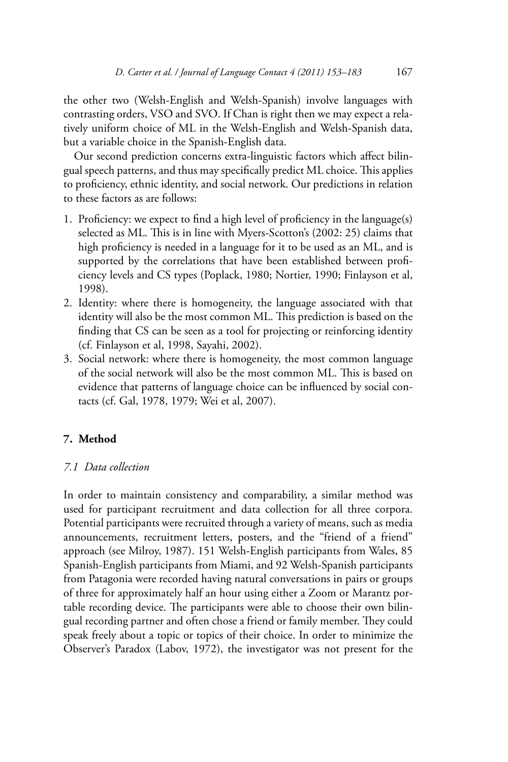the other two (Welsh-English and Welsh-Spanish) involve languages with contrasting orders, VSO and SVO. If Chan is right then we may expect a relatively uniform choice of ML in the Welsh-English and Welsh-Spanish data, but a variable choice in the Spanish-English data.

Our second prediction concerns extra-linguistic factors which affect bilingual speech patterns, and thus may specifically predict ML choice. This applies to proficiency, ethnic identity, and social network. Our predictions in relation to these factors as are follows:

1. Proficiency: we expect to find a high level of proficiency in the language(s) selected as ML. This is in line with Myers-Scotton's (2002: 25) claims that high proficiency is needed in a language for it to be used as an ML, and is supported by the correlations that have been established between proficiency levels and CS types (Poplack, 1980; Nortier, 1990; Finlayson et al, 1998).
2. Identity: where there is homogeneity, the language associated with that identity will also be the most common ML. This prediction is based on the finding that CS can be seen as a tool for projecting or reinforcing identity (cf. Finlayson et al, 1998, Sayahi, 2002).
3. Social network: where there is homogeneity, the most common language of the social network will also be the most common ML. This is based on evidence that patterns of language choice can be influenced by social contacts (cf. Gal, 1978, 1979; Wei et al, 2007).

## 7. Method

### *7.1 Data collection*

In order to maintain consistency and comparability, a similar method was used for participant recruitment and data collection for all three corpora. Potential participants were recruited through a variety of means, such as media announcements, recruitment letters, posters, and the "friend of a friend" approach (see Milroy, 1987). 151 Welsh-English participants from Wales, 85 Spanish-English participants from Miami, and 92 Welsh-Spanish participants from Patagonia were recorded having natural conversations in pairs or groups of three for approximately half an hour using either a Zoom or Marantz portable recording device. The participants were able to choose their own bilingual recording partner and often chose a friend or family member. They could speak freely about a topic or topics of their choice. In order to minimize the Observer's Paradox (Labov, 1972), the investigator was not present for the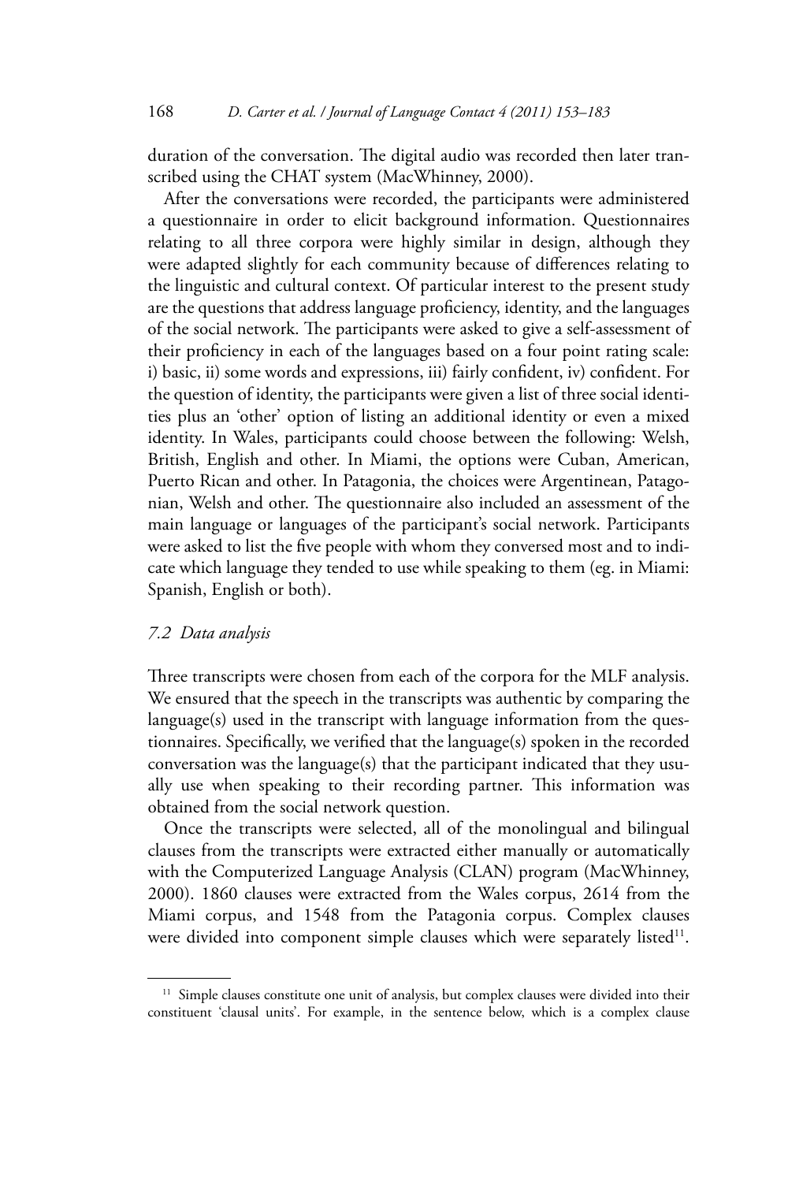duration of the conversation. The digital audio was recorded then later transcribed using the CHAT system (MacWhinney, 2000).

After the conversations were recorded, the participants were administered a questionnaire in order to elicit background information. Questionnaires relating to all three corpora were highly similar in design, although they were adapted slightly for each community because of differences relating to the linguistic and cultural context. Of particular interest to the present study are the questions that address language proficiency, identity, and the languages of the social network. The participants were asked to give a self-assessment of their proficiency in each of the languages based on a four point rating scale: i) basic, ii) some words and expressions, iii) fairly confident, iv) confident. For the question of identity, the participants were given a list of three social identities plus an 'other' option of listing an additional identity or even a mixed identity. In Wales, participants could choose between the following: Welsh, British, English and other. In Miami, the options were Cuban, American, Puerto Rican and other. In Patagonia, the choices were Argentinean, Patagonian, Welsh and other. The questionnaire also included an assessment of the main language or languages of the participant's social network. Participants were asked to list the five people with whom they conversed most and to indicate which language they tended to use while speaking to them (eg. in Miami: Spanish, English or both).

### *7.2 Data analysis*

Three transcripts were chosen from each of the corpora for the MLF analysis. We ensured that the speech in the transcripts was authentic by comparing the language(s) used in the transcript with language information from the questionnaires. Specifically, we verified that the language(s) spoken in the recorded conversation was the language(s) that the participant indicated that they usually use when speaking to their recording partner. This information was obtained from the social network question.

Once the transcripts were selected, all of the monolingual and bilingual clauses from the transcripts were extracted either manually or automatically with the Computerized Language Analysis (CLAN) program (MacWhinney, 2000). 1860 clauses were extracted from the Wales corpus, 2614 from the Miami corpus, and 1548 from the Patagonia corpus. Complex clauses were divided into component simple clauses which were separately listed[11].

[11] Simple clauses constitute one unit of analysis, but complex clauses were divided into their constituent 'clausal units'. For example, in the sentence below, which is a complex clause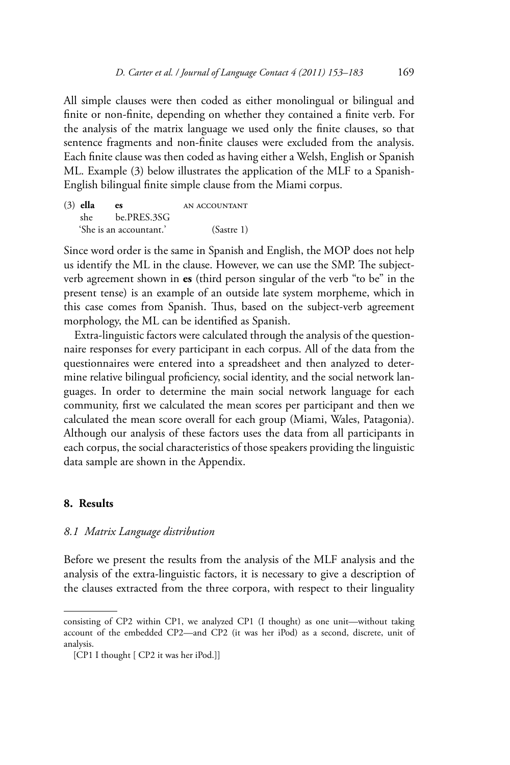All simple clauses were then coded as either monolingual or bilingual and finite or non-finite, depending on whether they contained a finite verb. For the analysis of the matrix language we used only the finite clauses, so that sentence fragments and non-finite clauses were excluded from the analysis. Each finite clause was then coded as having either a Welsh, English or Spanish ML. Example (3) below illustrates the application of the MLF to a Spanish-English bilingual finite simple clause from the Miami corpus.

(3) **ella** **es** AN ACCOUNTANT
she be.PRES.3SG
'She is an accountant.' (Sastre 1)

Since word order is the same in Spanish and English, the MOP does not help us identify the ML in the clause. However, we can use the SMP. The subject-verb agreement shown in **es** (third person singular of the verb "to be" in the present tense) is an example of an outside late system morpheme, which in this case comes from Spanish. Thus, based on the subject-verb agreement morphology, the ML can be identified as Spanish.

Extra-linguistic factors were calculated through the analysis of the questionnaire responses for every participant in each corpus. All of the data from the questionnaires were entered into a spreadsheet and then analyzed to determine relative bilingual proficiency, social identity, and the social network languages. In order to determine the main social network language for each community, first we calculated the mean scores per participant and then we calculated the mean score overall for each group (Miami, Wales, Patagonia). Although our analysis of these factors uses the data from all participants in each corpus, the social characteristics of those speakers providing the linguistic data sample are shown in the Appendix.

## 8. Results

### *8.1 Matrix Language distribution*

Before we present the results from the analysis of the MLF analysis and the analysis of the extra-linguistic factors, it is necessary to give a description of the clauses extracted from the three corpora, with respect to their linguality

---

consisting of CP2 within CP1, we analyzed CP1 (I thought) as one unit—without taking account of the embedded CP2—and CP2 (it was her iPod) as a second, discrete, unit of analysis.

[CP1 I thought [ CP2 it was her iPod.]]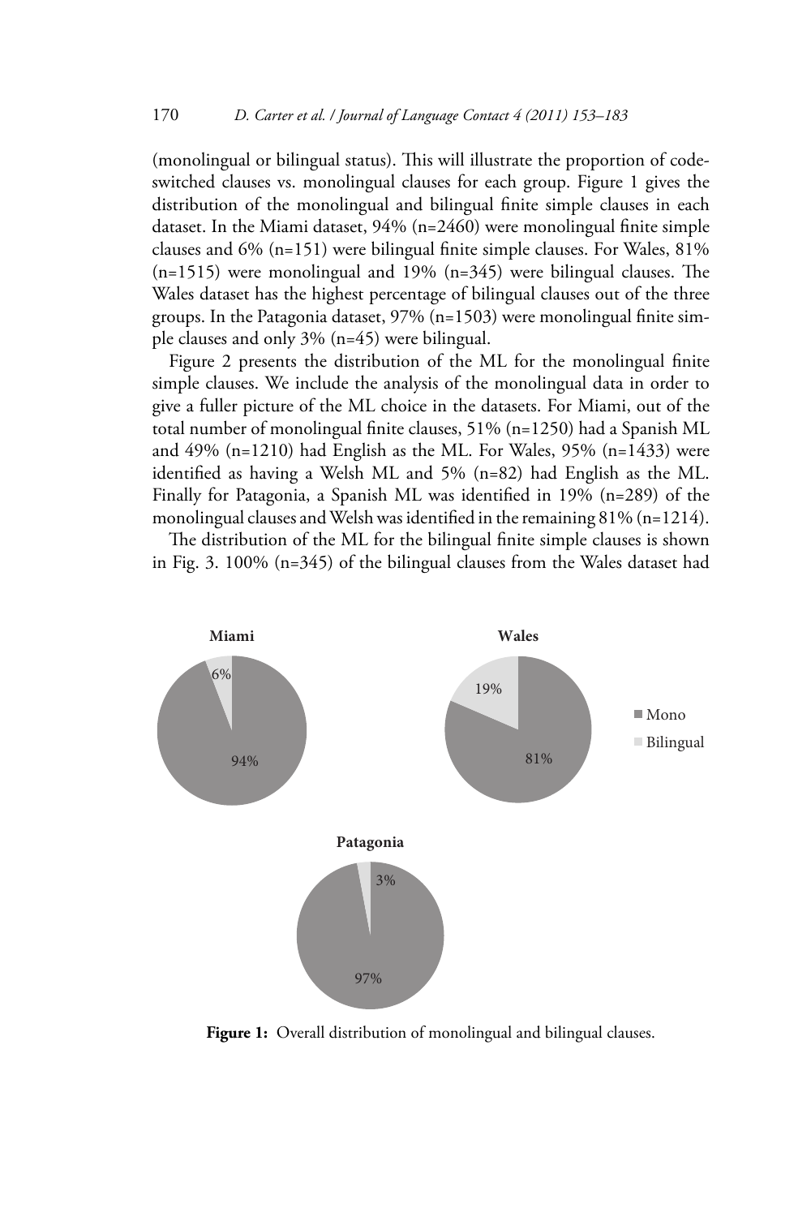(monolingual or bilingual status). This will illustrate the proportion of code-switched clauses vs. monolingual clauses for each group. Figure 1 gives the distribution of the monolingual and bilingual finite simple clauses in each dataset. In the Miami dataset, 94% (n=2460) were monolingual finite simple clauses and 6% (n=151) were bilingual finite simple clauses. For Wales, 81% (n=1515) were monolingual and 19% (n=345) were bilingual clauses. The Wales dataset has the highest percentage of bilingual clauses out of the three groups. In the Patagonia dataset, 97% (n=1503) were monolingual finite simple clauses and only 3% (n=45) were bilingual.

Figure 2 presents the distribution of the ML for the monolingual finite simple clauses. We include the analysis of the monolingual data in order to give a fuller picture of the ML choice in the datasets. For Miami, out of the total number of monolingual finite clauses, 51% (n=1250) had a Spanish ML and 49% (n=1210) had English as the ML. For Wales, 95% (n=1433) were identified as having a Welsh ML and 5% (n=82) had English as the ML. Finally for Patagonia, a Spanish ML was identified in 19% (n=289) of the monolingual clauses and Welsh was identified in the remaining 81% (n=1214).

The distribution of the ML for the bilingual finite simple clauses is shown in Fig. 3. 100% (n=345) of the bilingual clauses from the Wales dataset had

**Figure 1:** Overall distribution of monolingual and bilingual clauses.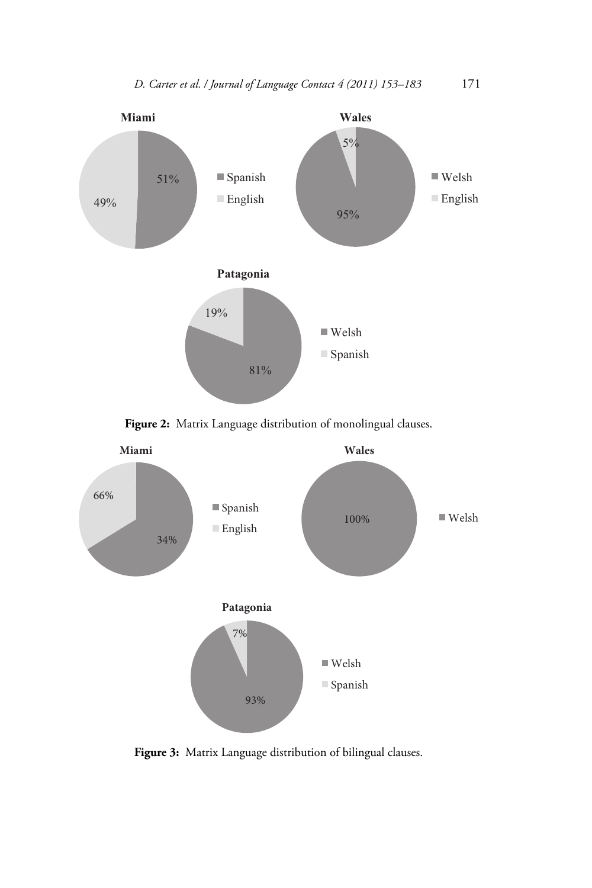**Figure 2:** Matrix Language distribution of monolingual clauses.

**Figure 3:** Matrix Language distribution of bilingual clauses.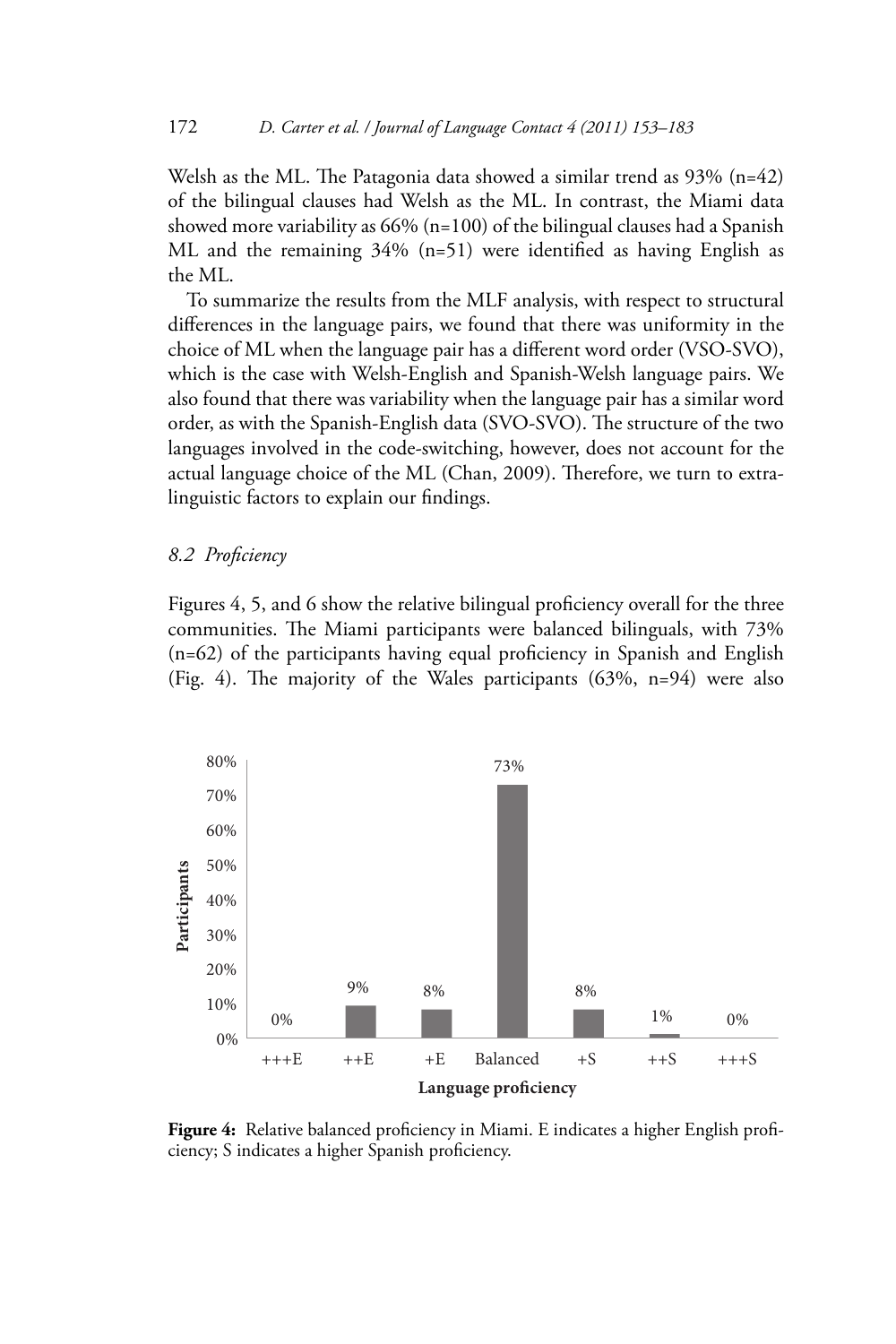Welsh as the ML. The Patagonia data showed a similar trend as 93% (n=42) of the bilingual clauses had Welsh as the ML. In contrast, the Miami data showed more variability as 66% (n=100) of the bilingual clauses had a Spanish ML and the remaining 34% (n=51) were identified as having English as the ML.

To summarize the results from the MLF analysis, with respect to structural differences in the language pairs, we found that there was uniformity in the choice of ML when the language pair has a different word order (VSO-SVO), which is the case with Welsh-English and Spanish-Welsh language pairs. We also found that there was variability when the language pair has a similar word order, as with the Spanish-English data (SVO-SVO). The structure of the two languages involved in the code-switching, however, does not account for the actual language choice of the ML (Chan, 2009). Therefore, we turn to extra-linguistic factors to explain our findings.

### *8.2 Proficiency*

Figures 4, 5, and 6 show the relative bilingual proficiency overall for the three communities. The Miami participants were balanced bilinguals, with 73% (n=62) of the participants having equal proficiency in Spanish and English (Fig. 4). The majority of the Wales participants (63%, n=94) were also

| Language proficiency | +++E | ++E | +E | Balanced | +S | ++S | +++S |
|---|---|---|---|---|---|---|---|
| Participants | 0% | 9% | 8% | 73% | 8% | 1% | 0% |

**Figure 4:** Relative balanced proficiency in Miami. E indicates a higher English proficiency; S indicates a higher Spanish proficiency.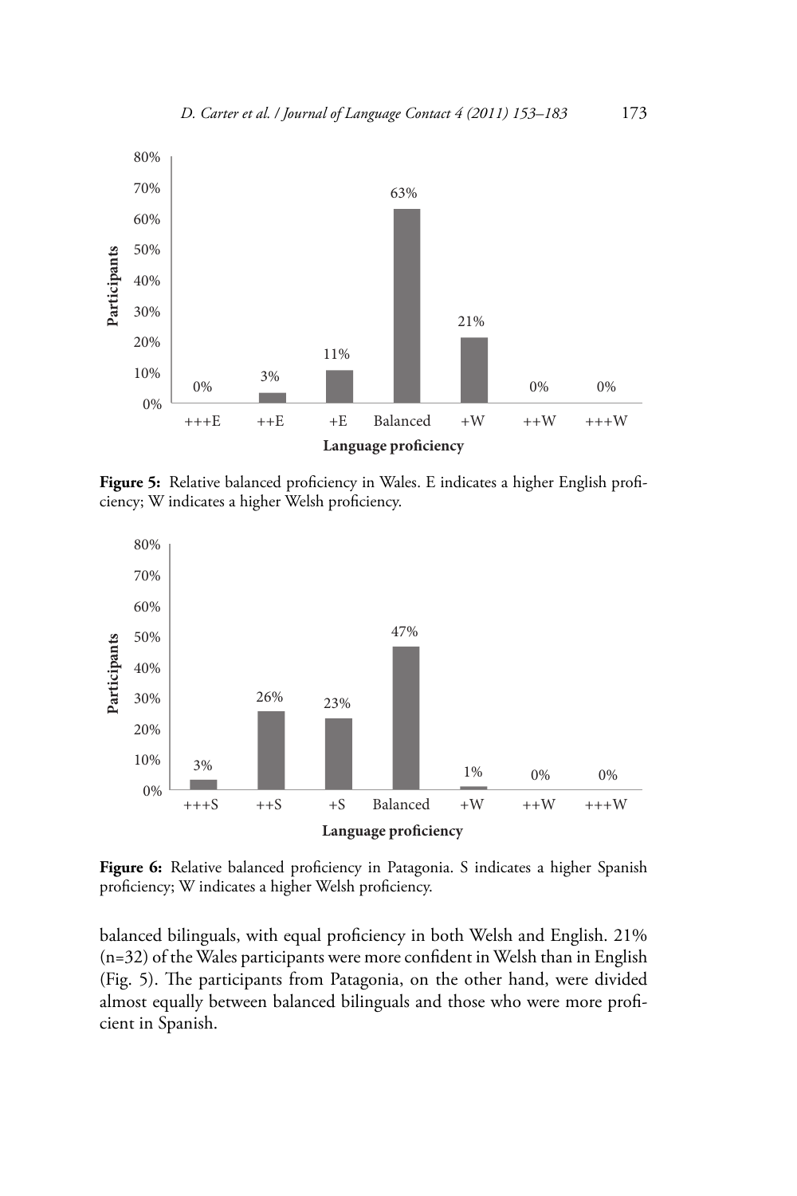**Figure 5:** Relative balanced proficiency in Wales. E indicates a higher English proficiency; W indicates a higher Welsh proficiency.

**Figure 6:** Relative balanced proficiency in Patagonia. S indicates a higher Spanish proficiency; W indicates a higher Welsh proficiency.

balanced bilinguals, with equal proficiency in both Welsh and English. 21% (n=32) of the Wales participants were more confident in Welsh than in English (Fig. 5). The participants from Patagonia, on the other hand, were divided almost equally between balanced bilinguals and those who were more proficient in Spanish.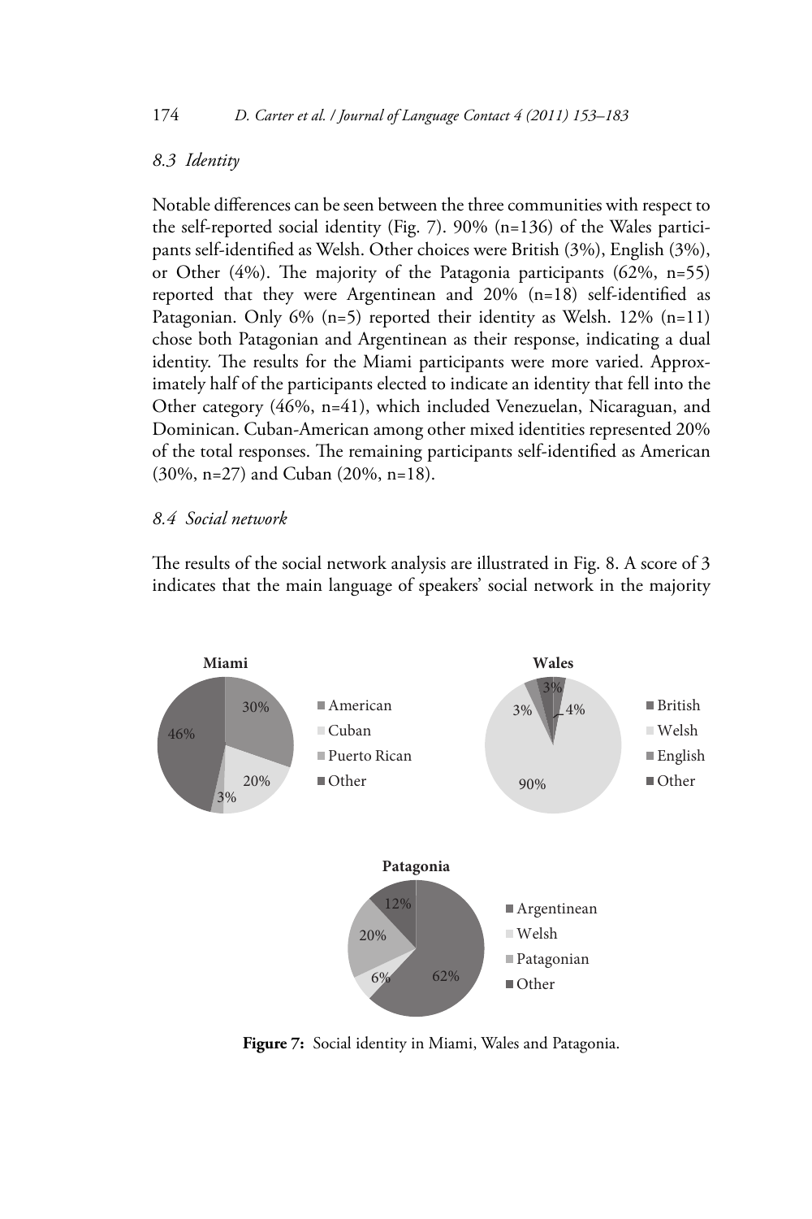### 8.3 Identity

Notable differences can be seen between the three communities with respect to the self-reported social identity (Fig. 7). 90% (n=136) of the Wales participants self-identified as Welsh. Other choices were British (3%), English (3%), or Other (4%). The majority of the Patagonia participants (62%, n=55) reported that they were Argentinean and 20% (n=18) self-identified as Patagonian. Only 6% (n=5) reported their identity as Welsh. 12% (n=11) chose both Patagonian and Argentinean as their response, indicating a dual identity. The results for the Miami participants were more varied. Approximately half of the participants elected to indicate an identity that fell into the Other category (46%, n=41), which included Venezuelan, Nicaraguan, and Dominican. Cuban-American among other mixed identities represented 20% of the total responses. The remaining participants self-identified as American (30%, n=27) and Cuban (20%, n=18).

### 8.4 Social network

The results of the social network analysis are illustrated in Fig. 8. A score of 3 indicates that the main language of speakers' social network in the majority

**Figure 7:** Social identity in Miami, Wales and Patagonia.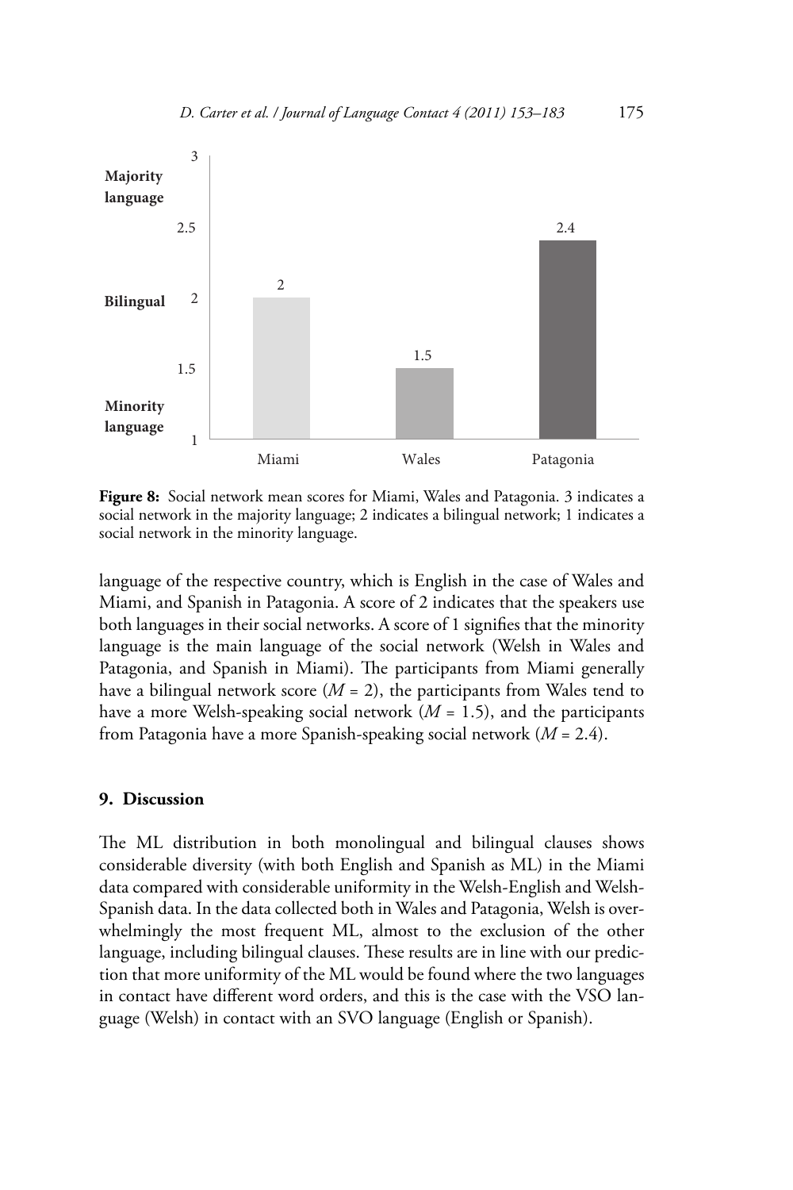**Figure 8:** Social network mean scores for Miami, Wales and Patagonia. 3 indicates a social network in the majority language; 2 indicates a bilingual network; 1 indicates a social network in the minority language.

language of the respective country, which is English in the case of Wales and Miami, and Spanish in Patagonia. A score of 2 indicates that the speakers use both languages in their social networks. A score of 1 signifies that the minority language is the main language of the social network (Welsh in Wales and Patagonia, and Spanish in Miami). The participants from Miami generally have a bilingual network score ($M = 2$), the participants from Wales tend to have a more Welsh-speaking social network ($M = 1.5$), and the participants from Patagonia have a more Spanish-speaking social network ($M = 2.4$).

## 9. Discussion

The ML distribution in both monolingual and bilingual clauses shows considerable diversity (with both English and Spanish as ML) in the Miami data compared with considerable uniformity in the Welsh-English and Welsh-Spanish data. In the data collected both in Wales and Patagonia, Welsh is overwhelmingly the most frequent ML, almost to the exclusion of the other language, including bilingual clauses. These results are in line with our prediction that more uniformity of the ML would be found where the two languages in contact have different word orders, and this is the case with the VSO language (Welsh) in contact with an SVO language (English or Spanish).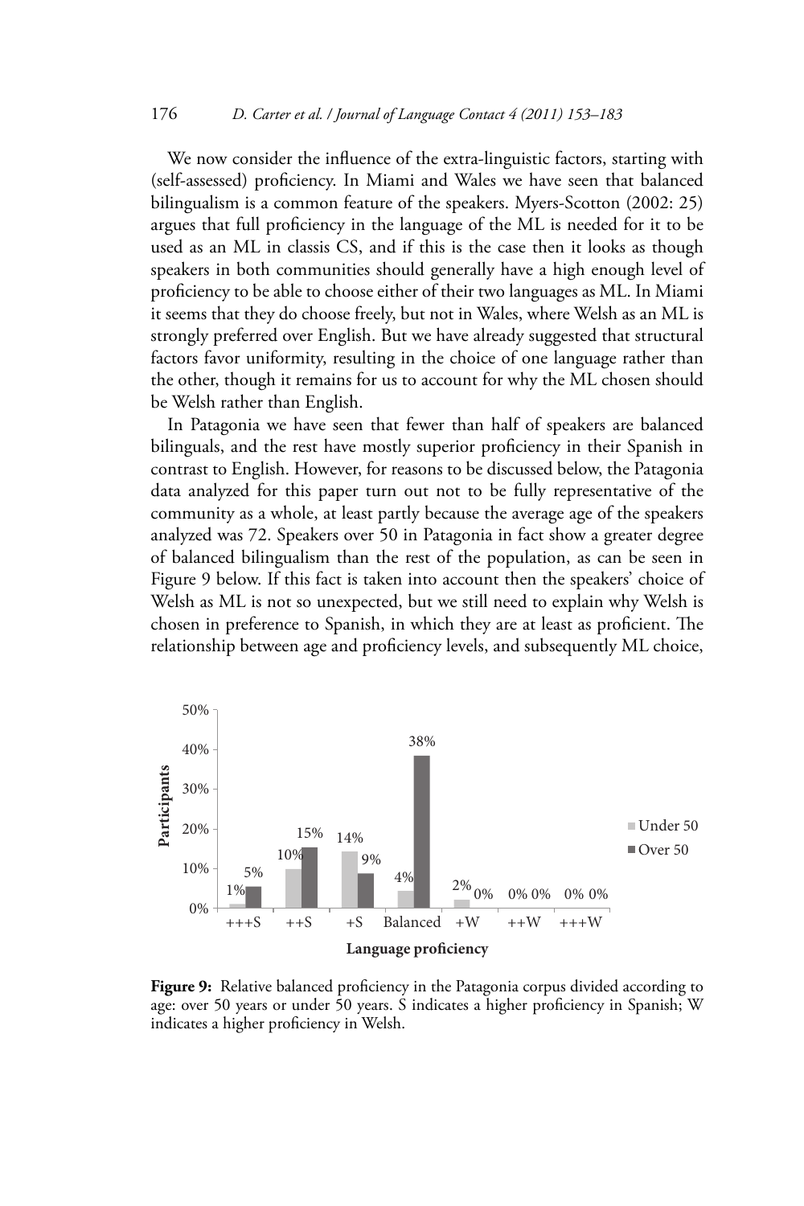We now consider the influence of the extra-linguistic factors, starting with (self-assessed) proficiency. In Miami and Wales we have seen that balanced bilingualism is a common feature of the speakers. Myers-Scotton (2002: 25) argues that full proficiency in the language of the ML is needed for it to be used as an ML in classis CS, and if this is the case then it looks as though speakers in both communities should generally have a high enough level of proficiency to be able to choose either of their two languages as ML. In Miami it seems that they do choose freely, but not in Wales, where Welsh as an ML is strongly preferred over English. But we have already suggested that structural factors favor uniformity, resulting in the choice of one language rather than the other, though it remains for us to account for why the ML chosen should be Welsh rather than English.

In Patagonia we have seen that fewer than half of speakers are balanced bilinguals, and the rest have mostly superior proficiency in their Spanish in contrast to English. However, for reasons to be discussed below, the Patagonia data analyzed for this paper turn out not to be fully representative of the community as a whole, at least partly because the average age of the speakers analyzed was 72. Speakers over 50 in Patagonia in fact show a greater degree of balanced bilingualism than the rest of the population, as can be seen in Figure 9 below. If this fact is taken into account then the speakers' choice of Welsh as ML is not so unexpected, but we still need to explain why Welsh is chosen in preference to Spanish, in which they are at least as proficient. The relationship between age and proficiency levels, and subsequently ML choice,

| Language proficiency | Under 50 | Over 50 |
|---|---|---|
| +++S | 1% | 5% |
| ++S | 10% | 15% |
| +S | 14% | 9% |
| Balanced | 4% | 38% |
| +W | 2% | 0% |
| ++W | 0% | 0% |
| +++W | 0% | 0% |

**Figure 9:** Relative balanced proficiency in the Patagonia corpus divided according to age: over 50 years or under 50 years. S indicates a higher proficiency in Spanish; W indicates a higher proficiency in Welsh.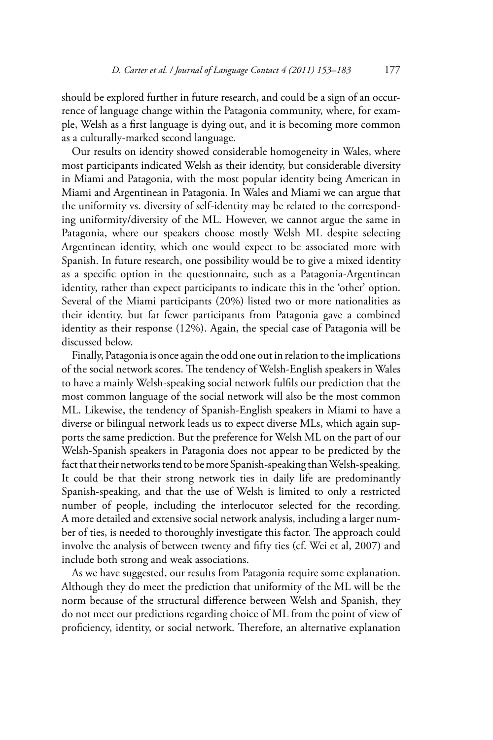should be explored further in future research, and could be a sign of an occurrence of language change within the Patagonia community, where, for example, Welsh as a first language is dying out, and it is becoming more common as a culturally-marked second language.

Our results on identity showed considerable homogeneity in Wales, where most participants indicated Welsh as their identity, but considerable diversity in Miami and Patagonia, with the most popular identity being American in Miami and Argentinean in Patagonia. In Wales and Miami we can argue that the uniformity vs. diversity of self-identity may be related to the corresponding uniformity/diversity of the ML. However, we cannot argue the same in Patagonia, where our speakers choose mostly Welsh ML despite selecting Argentinean identity, which one would expect to be associated more with Spanish. In future research, one possibility would be to give a mixed identity as a specific option in the questionnaire, such as a Patagonia-Argentinean identity, rather than expect participants to indicate this in the 'other' option. Several of the Miami participants (20%) listed two or more nationalities as their identity, but far fewer participants from Patagonia gave a combined identity as their response (12%). Again, the special case of Patagonia will be discussed below.

Finally, Patagonia is once again the odd one out in relation to the implications of the social network scores. The tendency of Welsh-English speakers in Wales to have a mainly Welsh-speaking social network fulfils our prediction that the most common language of the social network will also be the most common ML. Likewise, the tendency of Spanish-English speakers in Miami to have a diverse or bilingual network leads us to expect diverse MLs, which again supports the same prediction. But the preference for Welsh ML on the part of our Welsh-Spanish speakers in Patagonia does not appear to be predicted by the fact that their networks tend to be more Spanish-speaking than Welsh-speaking. It could be that their strong network ties in daily life are predominantly Spanish-speaking, and that the use of Welsh is limited to only a restricted number of people, including the interlocutor selected for the recording. A more detailed and extensive social network analysis, including a larger number of ties, is needed to thoroughly investigate this factor. The approach could involve the analysis of between twenty and fifty ties (cf. Wei et al, 2007) and include both strong and weak associations.

As we have suggested, our results from Patagonia require some explanation. Although they do meet the prediction that uniformity of the ML will be the norm because of the structural difference between Welsh and Spanish, they do not meet our predictions regarding choice of ML from the point of view of proficiency, identity, or social network. Therefore, an alternative explanation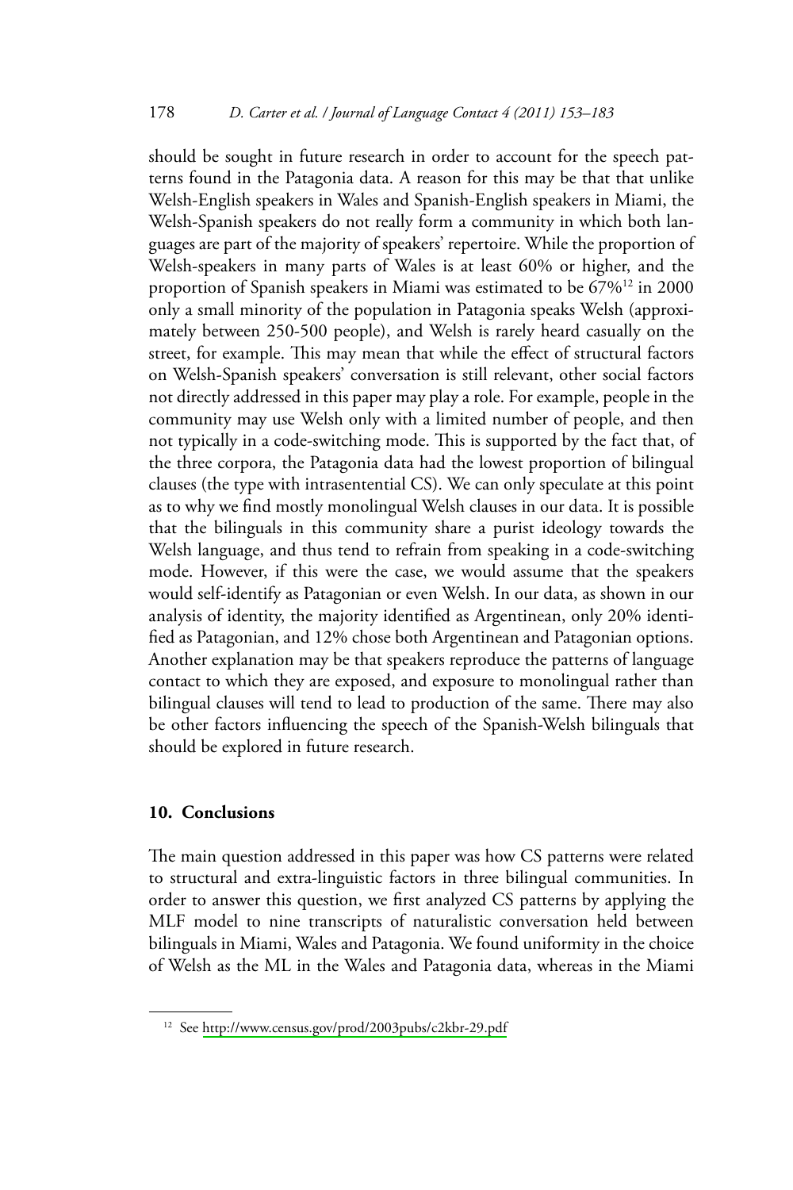should be sought in future research in order to account for the speech patterns found in the Patagonia data. A reason for this may be that that unlike Welsh-English speakers in Wales and Spanish-English speakers in Miami, the Welsh-Spanish speakers do not really form a community in which both languages are part of the majority of speakers' repertoire. While the proportion of Welsh-speakers in many parts of Wales is at least 60% or higher, and the proportion of Spanish speakers in Miami was estimated to be 67%[12] in 2000 only a small minority of the population in Patagonia speaks Welsh (approximately between 250-500 people), and Welsh is rarely heard casually on the street, for example. This may mean that while the effect of structural factors on Welsh-Spanish speakers' conversation is still relevant, other social factors not directly addressed in this paper may play a role. For example, people in the community may use Welsh only with a limited number of people, and then not typically in a code-switching mode. This is supported by the fact that, of the three corpora, the Patagonia data had the lowest proportion of bilingual clauses (the type with intrasentential CS). We can only speculate at this point as to why we find mostly monolingual Welsh clauses in our data. It is possible that the bilinguals in this community share a purist ideology towards the Welsh language, and thus tend to refrain from speaking in a code-switching mode. However, if this were the case, we would assume that the speakers would self-identify as Patagonian or even Welsh. In our data, as shown in our analysis of identity, the majority identified as Argentinean, only 20% identified as Patagonian, and 12% chose both Argentinean and Patagonian options. Another explanation may be that speakers reproduce the patterns of language contact to which they are exposed, and exposure to monolingual rather than bilingual clauses will tend to lead to production of the same. There may also be other factors influencing the speech of the Spanish-Welsh bilinguals that should be explored in future research.

## 10. Conclusions

The main question addressed in this paper was how CS patterns were related to structural and extra-linguistic factors in three bilingual communities. In order to answer this question, we first analyzed CS patterns by applying the MLF model to nine transcripts of naturalistic conversation held between bilinguals in Miami, Wales and Patagonia. We found uniformity in the choice of Welsh as the ML in the Wales and Patagonia data, whereas in the Miami

[12] See http://www.census.gov/prod/2003pubs/c2kbr-29.pdf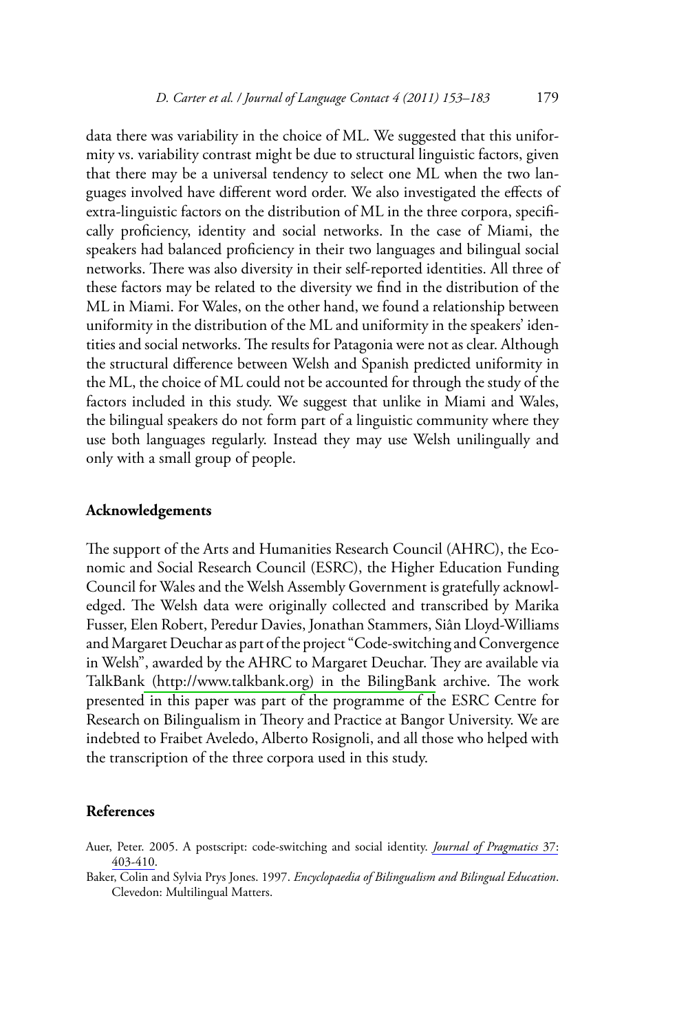data there was variability in the choice of ML. We suggested that this uniformity vs. variability contrast might be due to structural linguistic factors, given that there may be a universal tendency to select one ML when the two languages involved have different word order. We also investigated the effects of extra-linguistic factors on the distribution of ML in the three corpora, specifically proficiency, identity and social networks. In the case of Miami, the speakers had balanced proficiency in their two languages and bilingual social networks. There was also diversity in their self-reported identities. All three of these factors may be related to the diversity we find in the distribution of the ML in Miami. For Wales, on the other hand, we found a relationship between uniformity in the distribution of the ML and uniformity in the speakers' identities and social networks. The results for Patagonia were not as clear. Although the structural difference between Welsh and Spanish predicted uniformity in the ML, the choice of ML could not be accounted for through the study of the factors included in this study. We suggest that unlike in Miami and Wales, the bilingual speakers do not form part of a linguistic community where they use both languages regularly. Instead they may use Welsh unilingually and only with a small group of people.

## Acknowledgements

The support of the Arts and Humanities Research Council (AHRC), the Economic and Social Research Council (ESRC), the Higher Education Funding Council for Wales and the Welsh Assembly Government is gratefully acknowledged. The Welsh data were originally collected and transcribed by Marika Fusser, Elen Robert, Peredur Davies, Jonathan Stammers, Siân Lloyd-Williams and Margaret Deuchar as part of the project "Code-switching and Convergence in Welsh", awarded by the AHRC to Margaret Deuchar. They are available via TalkBank (http://www.talkbank.org) in the BilingBank archive. The work presented in this paper was part of the programme of the ESRC Centre for Research on Bilingualism in Theory and Practice at Bangor University. We are indebted to Fraibet Aveledo, Alberto Rosignoli, and all those who helped with the transcription of the three corpora used in this study.

## References

Auer, Peter. 2005. A postscript: code-switching and social identity. *Journal of Pragmatics* 37: 403-410.

Baker, Colin and Sylvia Prys Jones. 1997. *Encyclopaedia of Bilingualism and Bilingual Education*. Clevedon: Multilingual Matters.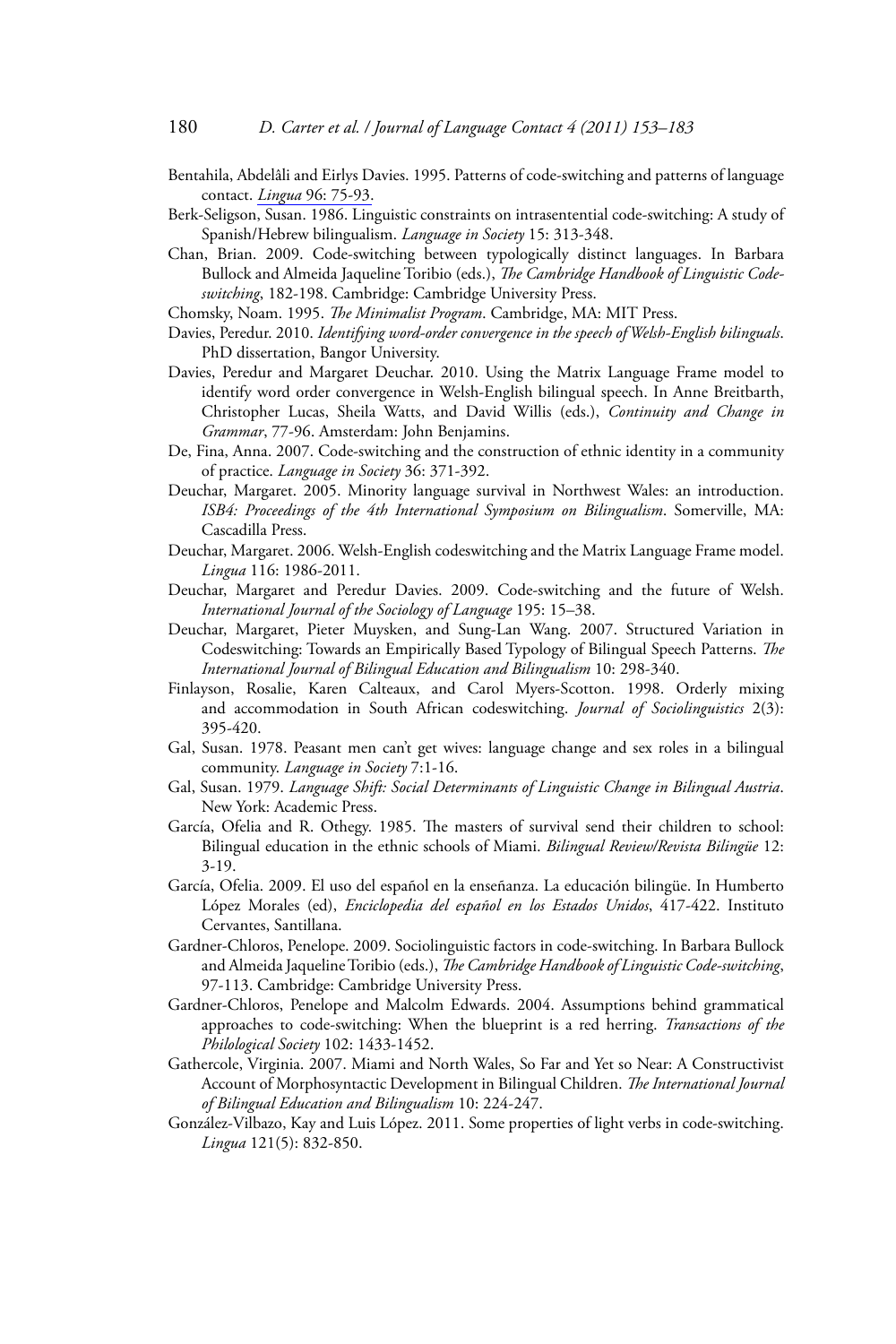Bentahila, Abdelâli and Eirlys Davies. 1995. Patterns of code-switching and patterns of language contact. *Lingua* 96: 75-93.

Berk-Seligson, Susan. 1986. Linguistic constraints on intrasentential code-switching: A study of Spanish/Hebrew bilingualism. *Language in Society* 15: 313-348.

Chan, Brian. 2009. Code-switching between typologically distinct languages. In Barbara Bullock and Almeida Jaqueline Toribio (eds.), *The Cambridge Handbook of Linguistic Code-switching*, 182-198. Cambridge: Cambridge University Press.

Chomsky, Noam. 1995. *The Minimalist Program*. Cambridge, MA: MIT Press.

Davies, Peredur. 2010. *Identifying word-order convergence in the speech of Welsh-English bilinguals*. PhD dissertation, Bangor University.

Davies, Peredur and Margaret Deuchar. 2010. Using the Matrix Language Frame model to identify word order convergence in Welsh-English bilingual speech. In Anne Breitbarth, Christopher Lucas, Sheila Watts, and David Willis (eds.), *Continuity and Change in Grammar*, 77-96. Amsterdam: John Benjamins.

De, Fina, Anna. 2007. Code-switching and the construction of ethnic identity in a community of practice. *Language in Society* 36: 371-392.

Deuchar, Margaret. 2005. Minority language survival in Northwest Wales: an introduction. *ISB4: Proceedings of the 4th International Symposium on Bilingualism*. Somerville, MA: Cascadilla Press.

Deuchar, Margaret. 2006. Welsh-English codeswitching and the Matrix Language Frame model. *Lingua* 116: 1986-2011.

Deuchar, Margaret and Peredur Davies. 2009. Code-switching and the future of Welsh. *International Journal of the Sociology of Language* 195: 15–38.

Deuchar, Margaret, Pieter Muysken, and Sung-Lan Wang. 2007. Structured Variation in Codeswitching: Towards an Empirically Based Typology of Bilingual Speech Patterns. *The International Journal of Bilingual Education and Bilingualism* 10: 298-340.

Finlayson, Rosalie, Karen Calteaux, and Carol Myers-Scotton. 1998. Orderly mixing and accommodation in South African codeswitching. *Journal of Sociolinguistics* 2(3): 395-420.

Gal, Susan. 1978. Peasant men can't get wives: language change and sex roles in a bilingual community. *Language in Society* 7:1-16.

Gal, Susan. 1979. *Language Shift: Social Determinants of Linguistic Change in Bilingual Austria*. New York: Academic Press.

García, Ofelia and R. Othegy. 1985. The masters of survival send their children to school: Bilingual education in the ethnic schools of Miami. *Bilingual Review/Revista Bilingüe* 12: 3-19.

García, Ofelia. 2009. El uso del español en la enseñanza. La educación bilingüe. In Humberto López Morales (ed), *Enciclopedia del español en los Estados Unidos*, 417-422. Instituto Cervantes, Santillana.

Gardner-Chloros, Penelope. 2009. Sociolinguistic factors in code-switching. In Barbara Bullock and Almeida Jaqueline Toribio (eds.), *The Cambridge Handbook of Linguistic Code-switching*, 97-113. Cambridge: Cambridge University Press.

Gardner-Chloros, Penelope and Malcolm Edwards. 2004. Assumptions behind grammatical approaches to code-switching: When the blueprint is a red herring. *Transactions of the Philological Society* 102: 1433-1452.

Gathercole, Virginia. 2007. Miami and North Wales, So Far and Yet so Near: A Constructivist Account of Morphosyntactic Development in Bilingual Children. *The International Journal of Bilingual Education and Bilingualism* 10: 224-247.

González-Vilbazo, Kay and Luis López. 2011. Some properties of light verbs in code-switching. *Lingua* 121(5): 832-850.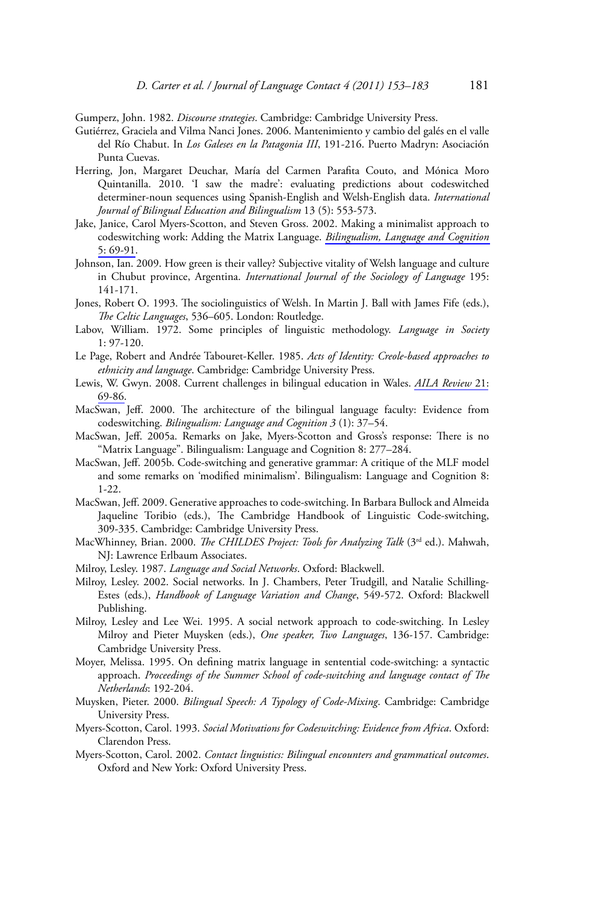Gumperz, John. 1982. *Discourse strategies*. Cambridge: Cambridge University Press.

Gutiérrez, Graciela and Vilma Nanci Jones. 2006. Mantenimiento y cambio del galés en el valle del Río Chabut. In *Los Galeses en la Patagonia III*, 191-216. Puerto Madryn: Asociación Punta Cuevas.

Herring, Jon, Margaret Deuchar, María del Carmen Parafita Couto, and Mónica Moro Quintanilla. 2010. 'I saw the madre': evaluating predictions about codeswitched determiner-noun sequences using Spanish-English and Welsh-English data. *International Journal of Bilingual Education and Bilingualism* 13 (5): 553-573.

Jake, Janice, Carol Myers-Scotton, and Steven Gross. 2002. Making a minimalist approach to codeswitching work: Adding the Matrix Language. *Bilingualism, Language and Cognition* 5: 69-91.

Johnson, Ian. 2009. How green is their valley? Subjective vitality of Welsh language and culture in Chubut province, Argentina. *International Journal of the Sociology of Language* 195: 141-171.

Jones, Robert O. 1993. The sociolinguistics of Welsh. In Martin J. Ball with James Fife (eds.), *The Celtic Languages*, 536–605. London: Routledge.

Labov, William. 1972. Some principles of linguistic methodology. *Language in Society* 1: 97-120.

Le Page, Robert and Andrée Tabouret-Keller. 1985. *Acts of Identity: Creole-based approaches to ethnicity and language*. Cambridge: Cambridge University Press.

Lewis, W. Gwyn. 2008. Current challenges in bilingual education in Wales. *AILA Review* 21: 69-86.

MacSwan, Jeff. 2000. The architecture of the bilingual language faculty: Evidence from codeswitching. *Bilingualism: Language and Cognition 3* (1): 37–54.

MacSwan, Jeff. 2005a. Remarks on Jake, Myers-Scotton and Gross's response: There is no "Matrix Language". Bilingualism: Language and Cognition 8: 277–284.

MacSwan, Jeff. 2005b. Code-switching and generative grammar: A critique of the MLF model and some remarks on 'modified minimalism'. Bilingualism: Language and Cognition 8: 1-22.

MacSwan, Jeff. 2009. Generative approaches to code-switching. In Barbara Bullock and Almeida Jaqueline Toribio (eds.), The Cambridge Handbook of Linguistic Code-switching, 309-335. Cambridge: Cambridge University Press.

MacWhinney, Brian. 2000. *The CHILDES Project: Tools for Analyzing Talk* (3rd ed.). Mahwah, NJ: Lawrence Erlbaum Associates.

Milroy, Lesley. 1987. *Language and Social Networks*. Oxford: Blackwell.

Milroy, Lesley. 2002. Social networks. In J. Chambers, Peter Trudgill, and Natalie Schilling-Estes (eds.), *Handbook of Language Variation and Change*, 549-572. Oxford: Blackwell Publishing.

Milroy, Lesley and Lee Wei. 1995. A social network approach to code-switching. In Lesley Milroy and Pieter Muysken (eds.), *One speaker, Two Languages*, 136-157. Cambridge: Cambridge University Press.

Moyer, Melissa. 1995. On defining matrix language in sentential code-switching: a syntactic approach. *Proceedings of the Summer School of code-switching and language contact of The Netherlands*: 192-204.

Muysken, Pieter. 2000. *Bilingual Speech: A Typology of Code-Mixing*. Cambridge: Cambridge University Press.

Myers-Scotton, Carol. 1993. *Social Motivations for Codeswitching: Evidence from Africa*. Oxford: Clarendon Press.

Myers-Scotton, Carol. 2002. *Contact linguistics: Bilingual encounters and grammatical outcomes*. Oxford and New York: Oxford University Press.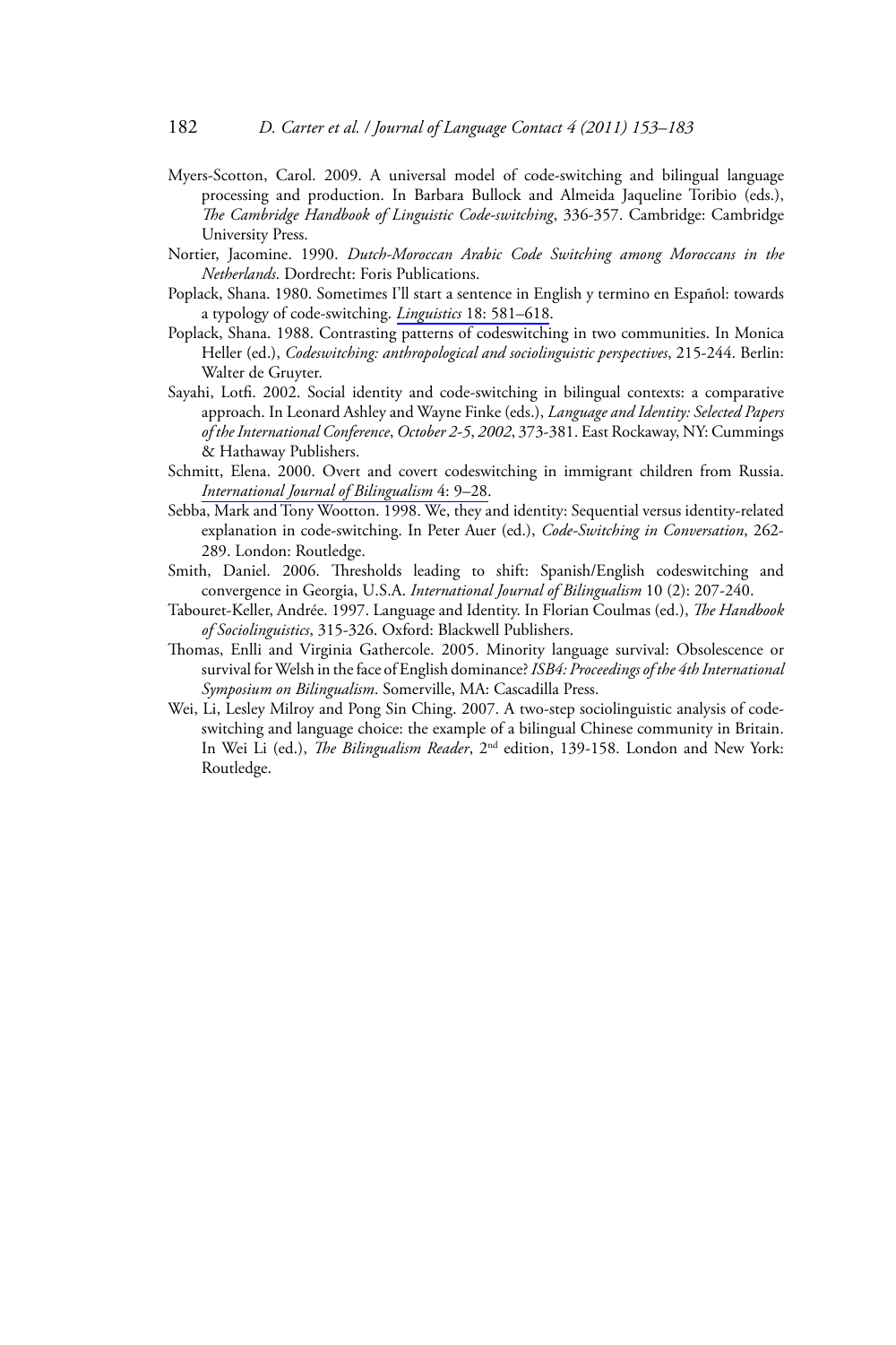Myers-Scotton, Carol. 2009. A universal model of code-switching and bilingual language processing and production. In Barbara Bullock and Almeida Jaqueline Toribio (eds.), *The Cambridge Handbook of Linguistic Code-switching*, 336-357. Cambridge: Cambridge University Press.

Nortier, Jacomine. 1990. *Dutch-Moroccan Arabic Code Switching among Moroccans in the Netherlands*. Dordrecht: Foris Publications.

Poplack, Shana. 1980. Sometimes I'll start a sentence in English y termino en Español: towards a typology of code-switching. *Linguistics* 18: 581–618.

Poplack, Shana. 1988. Contrasting patterns of codeswitching in two communities. In Monica Heller (ed.), *Codeswitching: anthropological and sociolinguistic perspectives*, 215-244. Berlin: Walter de Gruyter.

Sayahi, Lotfi. 2002. Social identity and code-switching in bilingual contexts: a comparative approach. In Leonard Ashley and Wayne Finke (eds.), *Language and Identity: Selected Papers of the International Conference*, *October 2-5*, *2002*, 373-381. East Rockaway, NY: Cummings & Hathaway Publishers.

Schmitt, Elena. 2000. Overt and covert codeswitching in immigrant children from Russia. *International Journal of Bilingualism* 4: 9–28.

Sebba, Mark and Tony Wootton. 1998. We, they and identity: Sequential versus identity-related explanation in code-switching. In Peter Auer (ed.), *Code-Switching in Conversation*, 262-289. London: Routledge.

Smith, Daniel. 2006. Thresholds leading to shift: Spanish/English codeswitching and convergence in Georgia, U.S.A. *International Journal of Bilingualism* 10 (2): 207-240.

Tabouret-Keller, Andrée. 1997. Language and Identity. In Florian Coulmas (ed.), *The Handbook of Sociolinguistics*, 315-326. Oxford: Blackwell Publishers.

Thomas, Enlli and Virginia Gathercole. 2005. Minority language survival: Obsolescence or survival for Welsh in the face of English dominance? *ISB4: Proceedings of the 4th International Symposium on Bilingualism*. Somerville, MA: Cascadilla Press.

Wei, Li, Lesley Milroy and Pong Sin Ching. 2007. A two-step sociolinguistic analysis of code-switching and language choice: the example of a bilingual Chinese community in Britain. In Wei Li (ed.), *The Bilingualism Reader*, 2nd edition, 139-158. London and New York: Routledge.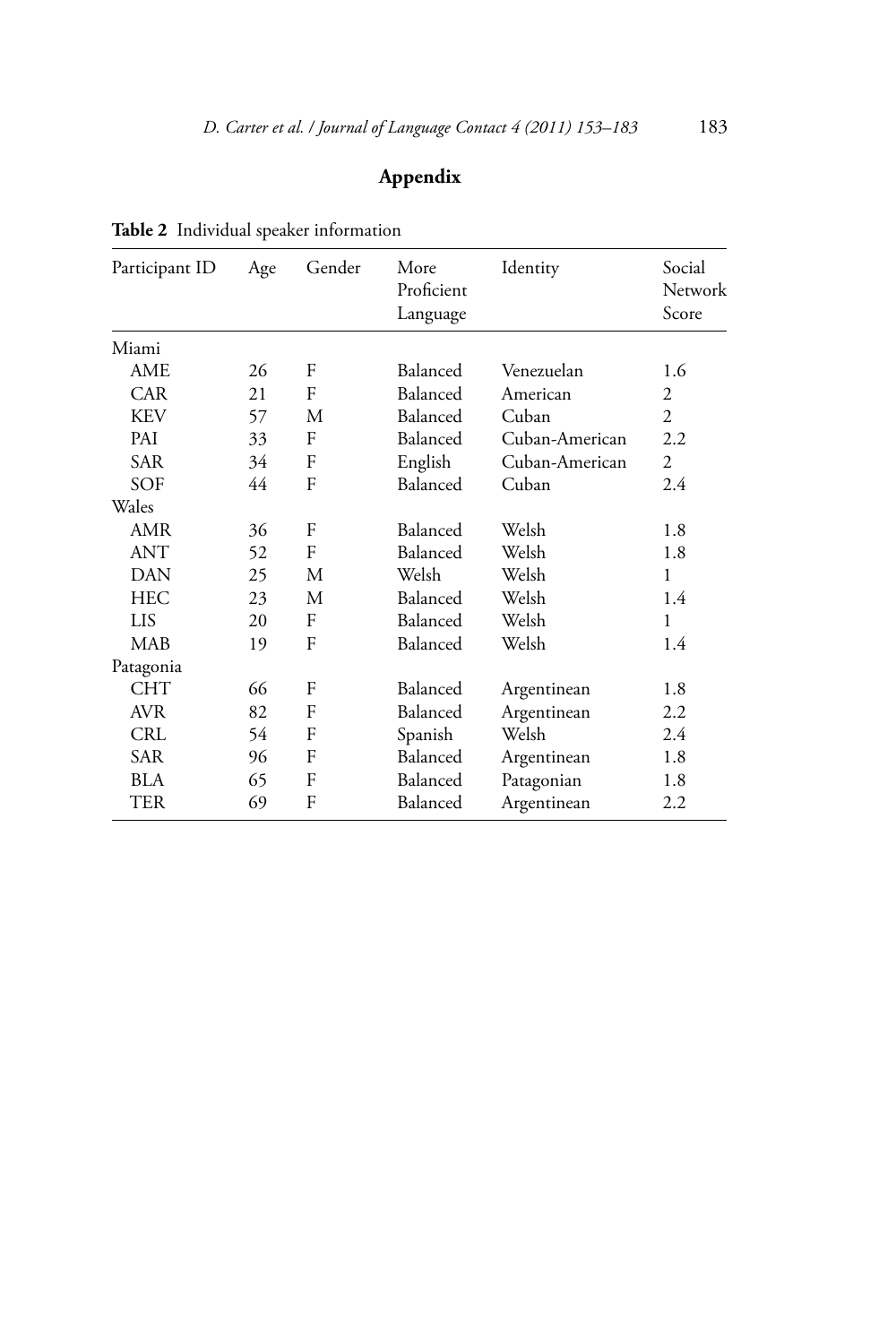## Appendix

**Table 2** Individual speaker information

| Participant ID | Age | Gender | More Proficient Language | Identity | Social Network Score |
|---|---|---|---|---|---|
| Miami | | | | | |
| AME | 26 | F | Balanced | Venezuelan | 1.6 |
| CAR | 21 | F | Balanced | American | 2 |
| KEV | 57 | M | Balanced | Cuban | 2 |
| PAI | 33 | F | Balanced | Cuban-American | 2.2 |
| SAR | 34 | F | English | Cuban-American | 2 |
| SOF | 44 | F | Balanced | Cuban | 2.4 |
| Wales | | | | | |
| AMR | 36 | F | Balanced | Welsh | 1.8 |
| ANT | 52 | F | Balanced | Welsh | 1.8 |
| DAN | 25 | M | Welsh | Welsh | 1 |
| HEC | 23 | M | Balanced | Welsh | 1.4 |
| LIS | 20 | F | Balanced | Welsh | 1 |
| MAB | 19 | F | Balanced | Welsh | 1.4 |
| Patagonia | | | | | |
| CHT | 66 | F | Balanced | Argentinean | 1.8 |
| AVR | 82 | F | Balanced | Argentinean | 2.2 |
| CRL | 54 | F | Spanish | Welsh | 2.4 |
| SAR | 96 | F | Balanced | Argentinean | 1.8 |
| BLA | 65 | F | Balanced | Patagonian | 1.8 |
| TER | 69 | F | Balanced | Argentinean | 2.2 |